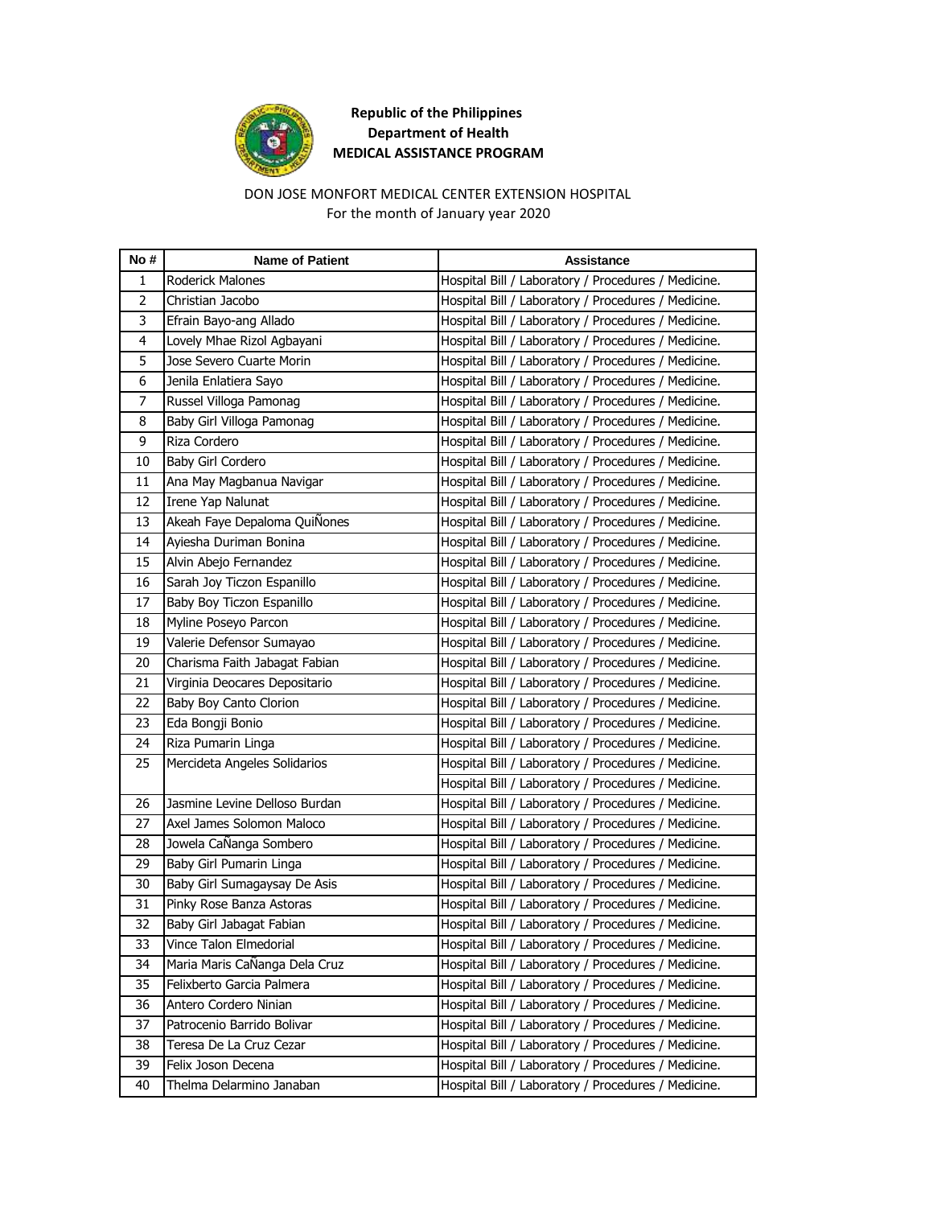**Republic of the Philippines**
**Department of Health**
**MEDICAL ASSISTANCE PROGRAM**

DON JOSE MONFORT MEDICAL CENTER EXTENSION HOSPITAL
For the month of January year 2020

| No # | Name of Patient | Assistance |
|---|---|---|
| 1 | Roderick Malones | Hospital Bill / Laboratory / Procedures / Medicine. |
| 2 | Christian Jacobo | Hospital Bill / Laboratory / Procedures / Medicine. |
| 3 | Efrain Bayo-ang Allado | Hospital Bill / Laboratory / Procedures / Medicine. |
| 4 | Lovely Mhae Rizol Agbayani | Hospital Bill / Laboratory / Procedures / Medicine. |
| 5 | Jose Severo Cuarte Morin | Hospital Bill / Laboratory / Procedures / Medicine. |
| 6 | Jenila Enlatiera Sayo | Hospital Bill / Laboratory / Procedures / Medicine. |
| 7 | Russel Villoga Pamonag | Hospital Bill / Laboratory / Procedures / Medicine. |
| 8 | Baby Girl Villoga Pamonag | Hospital Bill / Laboratory / Procedures / Medicine. |
| 9 | Riza Cordero | Hospital Bill / Laboratory / Procedures / Medicine. |
| 10 | Baby Girl Cordero | Hospital Bill / Laboratory / Procedures / Medicine. |
| 11 | Ana May Magbanua Navigar | Hospital Bill / Laboratory / Procedures / Medicine. |
| 12 | Irene Yap Nalunat | Hospital Bill / Laboratory / Procedures / Medicine. |
| 13 | Akeah Faye Depaloma QuiÑones | Hospital Bill / Laboratory / Procedures / Medicine. |
| 14 | Ayiesha Duriman Bonina | Hospital Bill / Laboratory / Procedures / Medicine. |
| 15 | Alvin Abejo Fernandez | Hospital Bill / Laboratory / Procedures / Medicine. |
| 16 | Sarah Joy Ticzon Espanillo | Hospital Bill / Laboratory / Procedures / Medicine. |
| 17 | Baby Boy Ticzon Espanillo | Hospital Bill / Laboratory / Procedures / Medicine. |
| 18 | Myline Poseyo Parcon | Hospital Bill / Laboratory / Procedures / Medicine. |
| 19 | Valerie Defensor Sumayao | Hospital Bill / Laboratory / Procedures / Medicine. |
| 20 | Charisma Faith Jabagat Fabian | Hospital Bill / Laboratory / Procedures / Medicine. |
| 21 | Virginia Deocares Depositario | Hospital Bill / Laboratory / Procedures / Medicine. |
| 22 | Baby Boy Canto Clorion | Hospital Bill / Laboratory / Procedures / Medicine. |
| 23 | Eda Bongji Bonio | Hospital Bill / Laboratory / Procedures / Medicine. |
| 24 | Riza Pumarin Linga | Hospital Bill / Laboratory / Procedures / Medicine. |
| 25 | Mercideta Angeles Solidarios | Hospital Bill / Laboratory / Procedures / Medicine. |
| | | Hospital Bill / Laboratory / Procedures / Medicine. |
| 26 | Jasmine Levine Delloso Burdan | Hospital Bill / Laboratory / Procedures / Medicine. |
| 27 | Axel James Solomon Maloco | Hospital Bill / Laboratory / Procedures / Medicine. |
| 28 | Jowela CaÑanga Sombero | Hospital Bill / Laboratory / Procedures / Medicine. |
| 29 | Baby Girl Pumarin Linga | Hospital Bill / Laboratory / Procedures / Medicine. |
| 30 | Baby Girl Sumagaysay De Asis | Hospital Bill / Laboratory / Procedures / Medicine. |
| 31 | Pinky Rose Banza Astoras | Hospital Bill / Laboratory / Procedures / Medicine. |
| 32 | Baby Girl Jabagat Fabian | Hospital Bill / Laboratory / Procedures / Medicine. |
| 33 | Vince Talon Elmedorial | Hospital Bill / Laboratory / Procedures / Medicine. |
| 34 | Maria Maris CaÑanga Dela Cruz | Hospital Bill / Laboratory / Procedures / Medicine. |
| 35 | Felixberto Garcia Palmera | Hospital Bill / Laboratory / Procedures / Medicine. |
| 36 | Antero Cordero Ninian | Hospital Bill / Laboratory / Procedures / Medicine. |
| 37 | Patrocenio Barrido Bolivar | Hospital Bill / Laboratory / Procedures / Medicine. |
| 38 | Teresa De La Cruz Cezar | Hospital Bill / Laboratory / Procedures / Medicine. |
| 39 | Felix Joson Decena | Hospital Bill / Laboratory / Procedures / Medicine. |
| 40 | Thelma Delarmino Janaban | Hospital Bill / Laboratory / Procedures / Medicine. |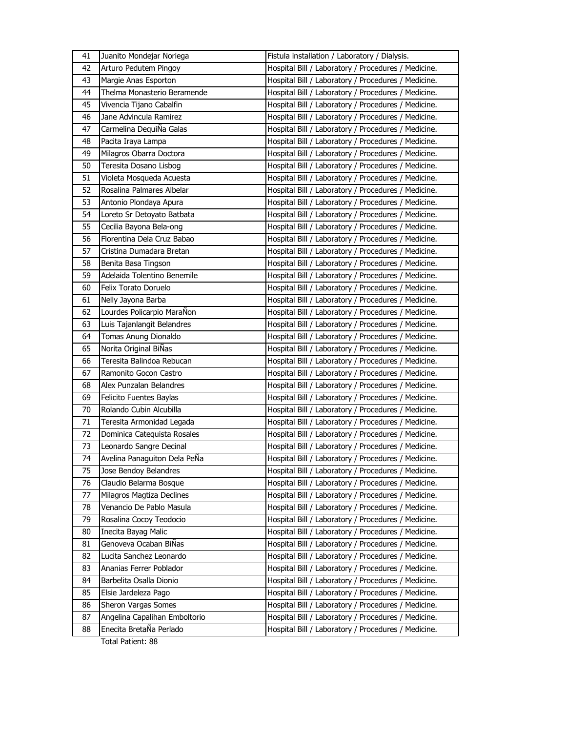| 41 | Juanito Mondejar Noriega | Fistula installation / Laboratory / Dialysis. |
|---|---|---|
| 42 | Arturo Pedutem Pingoy | Hospital Bill / Laboratory / Procedures / Medicine. |
| 43 | Margie Anas Esporton | Hospital Bill / Laboratory / Procedures / Medicine. |
| 44 | Thelma Monasterio Beramende | Hospital Bill / Laboratory / Procedures / Medicine. |
| 45 | Vivencia Tijano Cabalfin | Hospital Bill / Laboratory / Procedures / Medicine. |
| 46 | Jane Advincula Ramirez | Hospital Bill / Laboratory / Procedures / Medicine. |
| 47 | Carmelina DequiÑa Galas | Hospital Bill / Laboratory / Procedures / Medicine. |
| 48 | Pacita Iraya Lampa | Hospital Bill / Laboratory / Procedures / Medicine. |
| 49 | Milagros Obarra Doctora | Hospital Bill / Laboratory / Procedures / Medicine. |
| 50 | Teresita Dosano Lisbog | Hospital Bill / Laboratory / Procedures / Medicine. |
| 51 | Violeta Mosqueda Acuesta | Hospital Bill / Laboratory / Procedures / Medicine. |
| 52 | Rosalina Palmares Albelar | Hospital Bill / Laboratory / Procedures / Medicine. |
| 53 | Antonio Plondaya Apura | Hospital Bill / Laboratory / Procedures / Medicine. |
| 54 | Loreto Sr Detoyato Batbata | Hospital Bill / Laboratory / Procedures / Medicine. |
| 55 | Cecilia Bayona Bela-ong | Hospital Bill / Laboratory / Procedures / Medicine. |
| 56 | Florentina Dela Cruz Babao | Hospital Bill / Laboratory / Procedures / Medicine. |
| 57 | Cristina Dumadara Bretan | Hospital Bill / Laboratory / Procedures / Medicine. |
| 58 | Benita Basa Tingson | Hospital Bill / Laboratory / Procedures / Medicine. |
| 59 | Adelaida Tolentino Benemile | Hospital Bill / Laboratory / Procedures / Medicine. |
| 60 | Felix Torato Doruelo | Hospital Bill / Laboratory / Procedures / Medicine. |
| 61 | Nelly Jayona Barba | Hospital Bill / Laboratory / Procedures / Medicine. |
| 62 | Lourdes Policarpio MaraÑon | Hospital Bill / Laboratory / Procedures / Medicine. |
| 63 | Luis Tajanlangit Belandres | Hospital Bill / Laboratory / Procedures / Medicine. |
| 64 | Tomas Anung Dionaldo | Hospital Bill / Laboratory / Procedures / Medicine. |
| 65 | Norita Original BiÑas | Hospital Bill / Laboratory / Procedures / Medicine. |
| 66 | Teresita Balindoa Rebucan | Hospital Bill / Laboratory / Procedures / Medicine. |
| 67 | Ramonito Gocon Castro | Hospital Bill / Laboratory / Procedures / Medicine. |
| 68 | Alex Punzalan Belandres | Hospital Bill / Laboratory / Procedures / Medicine. |
| 69 | Felicito Fuentes Baylas | Hospital Bill / Laboratory / Procedures / Medicine. |
| 70 | Rolando Cubin Alcubilla | Hospital Bill / Laboratory / Procedures / Medicine. |
| 71 | Teresita Armonidad Legada | Hospital Bill / Laboratory / Procedures / Medicine. |
| 72 | Dominica Catequista Rosales | Hospital Bill / Laboratory / Procedures / Medicine. |
| 73 | Leonardo Sangre Decinal | Hospital Bill / Laboratory / Procedures / Medicine. |
| 74 | Avelina Panaguiton Dela PeÑa | Hospital Bill / Laboratory / Procedures / Medicine. |
| 75 | Jose Bendoy Belandres | Hospital Bill / Laboratory / Procedures / Medicine. |
| 76 | Claudio Belarma Bosque | Hospital Bill / Laboratory / Procedures / Medicine. |
| 77 | Milagros Magtiza Declines | Hospital Bill / Laboratory / Procedures / Medicine. |
| 78 | Venancio De Pablo Masula | Hospital Bill / Laboratory / Procedures / Medicine. |
| 79 | Rosalina Cocoy Teodocio | Hospital Bill / Laboratory / Procedures / Medicine. |
| 80 | Inecita Bayag Malic | Hospital Bill / Laboratory / Procedures / Medicine. |
| 81 | Genoveva Ocaban BiÑas | Hospital Bill / Laboratory / Procedures / Medicine. |
| 82 | Lucita Sanchez Leonardo | Hospital Bill / Laboratory / Procedures / Medicine. |
| 83 | Ananias Ferrer Poblador | Hospital Bill / Laboratory / Procedures / Medicine. |
| 84 | Barbelita Osalla Dionio | Hospital Bill / Laboratory / Procedures / Medicine. |
| 85 | Elsie Jardeleza Pago | Hospital Bill / Laboratory / Procedures / Medicine. |
| 86 | Sheron Vargas Somes | Hospital Bill / Laboratory / Procedures / Medicine. |
| 87 | Angelina Capalihan Emboltorio | Hospital Bill / Laboratory / Procedures / Medicine. |
| 88 | Enecita BretaÑa Perlado | Hospital Bill / Laboratory / Procedures / Medicine. |

Total Patient: 88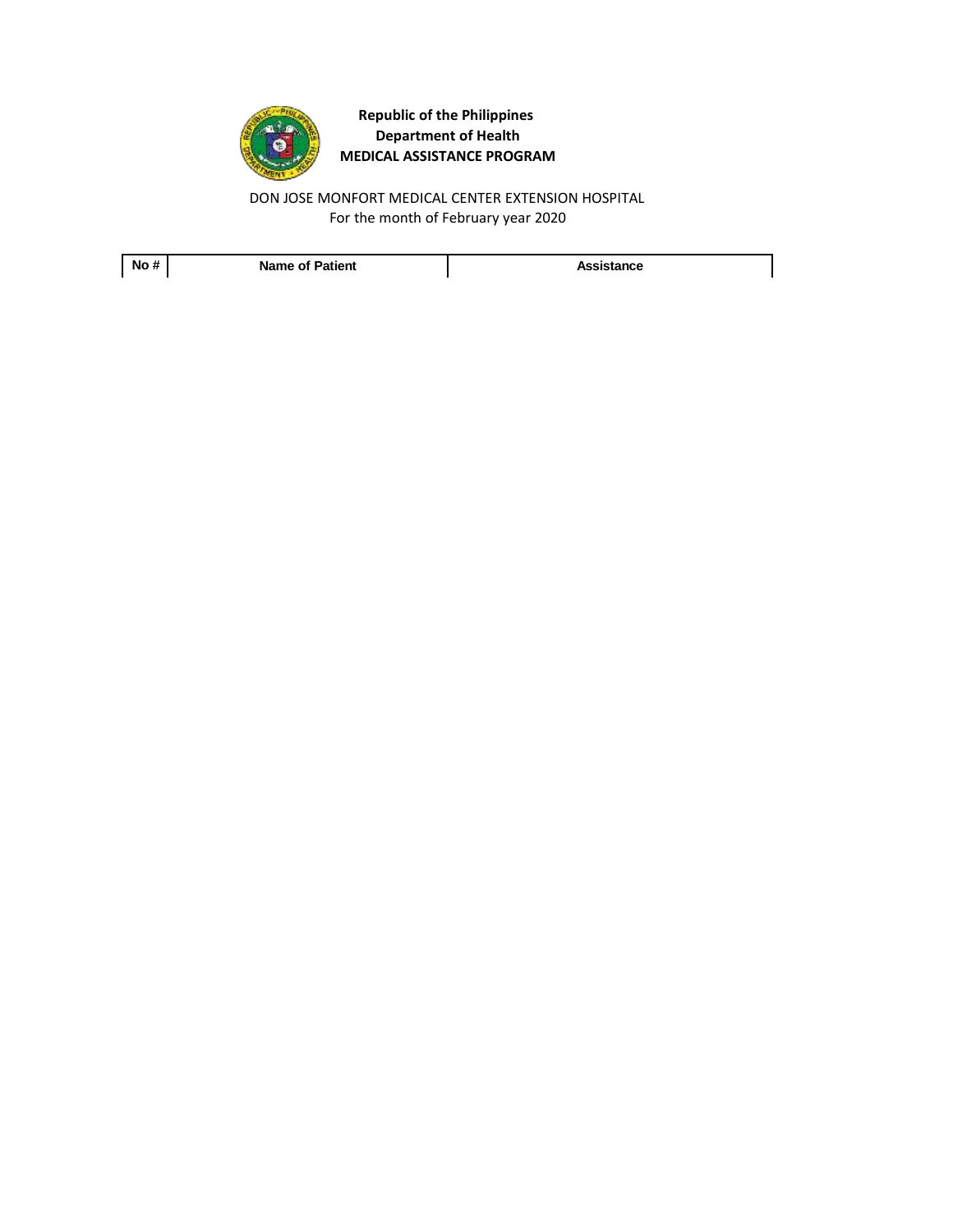**Republic of the Philippines**
**Department of Health**
**MEDICAL ASSISTANCE PROGRAM**

DON JOSE MONFORT MEDICAL CENTER EXTENSION HOSPITAL
For the month of February year 2020

| No # | Name of Patient | Assistance |
|---|---|---|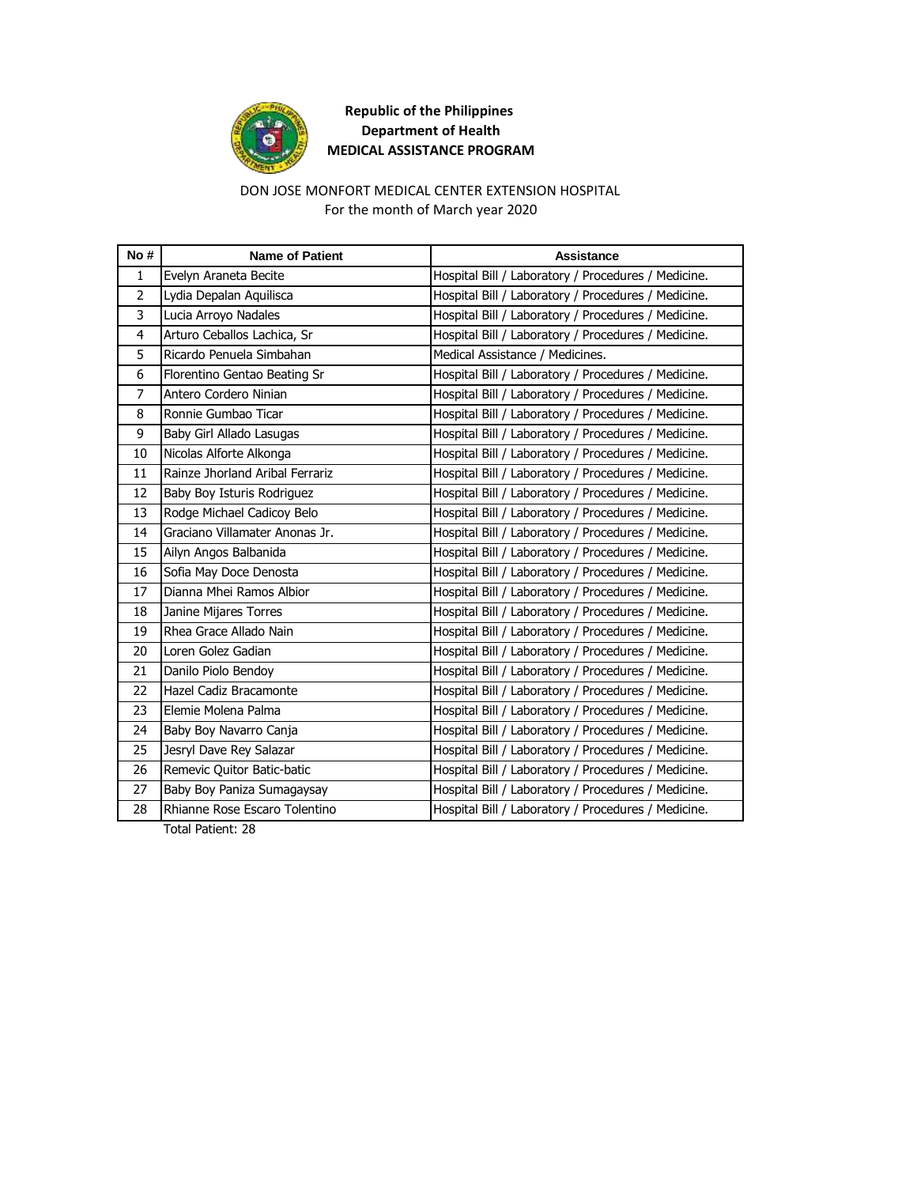**Republic of the Philippines**
**Department of Health**
**MEDICAL ASSISTANCE PROGRAM**

DON JOSE MONFORT MEDICAL CENTER EXTENSION HOSPITAL
For the month of March year 2020

| No # | Name of Patient | Assistance |
|---|---|---|
| 1 | Evelyn Araneta Becite | Hospital Bill / Laboratory / Procedures / Medicine. |
| 2 | Lydia Depalan Aquilisca | Hospital Bill / Laboratory / Procedures / Medicine. |
| 3 | Lucia Arroyo Nadales | Hospital Bill / Laboratory / Procedures / Medicine. |
| 4 | Arturo Ceballos Lachica, Sr | Hospital Bill / Laboratory / Procedures / Medicine. |
| 5 | Ricardo Penuela Simbahan | Medical Assistance / Medicines. |
| 6 | Florentino Gentao Beating Sr | Hospital Bill / Laboratory / Procedures / Medicine. |
| 7 | Antero Cordero Ninian | Hospital Bill / Laboratory / Procedures / Medicine. |
| 8 | Ronnie Gumbao Ticar | Hospital Bill / Laboratory / Procedures / Medicine. |
| 9 | Baby Girl Allado Lasugas | Hospital Bill / Laboratory / Procedures / Medicine. |
| 10 | Nicolas Alforte Alkonga | Hospital Bill / Laboratory / Procedures / Medicine. |
| 11 | Rainze Jhorland Aribal Ferrariz | Hospital Bill / Laboratory / Procedures / Medicine. |
| 12 | Baby Boy Isturis Rodriguez | Hospital Bill / Laboratory / Procedures / Medicine. |
| 13 | Rodge Michael Cadicoy Belo | Hospital Bill / Laboratory / Procedures / Medicine. |
| 14 | Graciano Villamater Anonas Jr. | Hospital Bill / Laboratory / Procedures / Medicine. |
| 15 | Ailyn Angos Balbanida | Hospital Bill / Laboratory / Procedures / Medicine. |
| 16 | Sofia May Doce Denosta | Hospital Bill / Laboratory / Procedures / Medicine. |
| 17 | Dianna Mhei Ramos Albior | Hospital Bill / Laboratory / Procedures / Medicine. |
| 18 | Janine Mijares Torres | Hospital Bill / Laboratory / Procedures / Medicine. |
| 19 | Rhea Grace Allado Nain | Hospital Bill / Laboratory / Procedures / Medicine. |
| 20 | Loren Golez Gadian | Hospital Bill / Laboratory / Procedures / Medicine. |
| 21 | Danilo Piolo Bendoy | Hospital Bill / Laboratory / Procedures / Medicine. |
| 22 | Hazel Cadiz Bracamonte | Hospital Bill / Laboratory / Procedures / Medicine. |
| 23 | Elemie Molena Palma | Hospital Bill / Laboratory / Procedures / Medicine. |
| 24 | Baby Boy Navarro Canja | Hospital Bill / Laboratory / Procedures / Medicine. |
| 25 | Jesryl Dave Rey Salazar | Hospital Bill / Laboratory / Procedures / Medicine. |
| 26 | Remevic Quitor Batic-batic | Hospital Bill / Laboratory / Procedures / Medicine. |
| 27 | Baby Boy Paniza Sumagaysay | Hospital Bill / Laboratory / Procedures / Medicine. |
| 28 | Rhianne Rose Escaro Tolentino | Hospital Bill / Laboratory / Procedures / Medicine. |

Total Patient: 28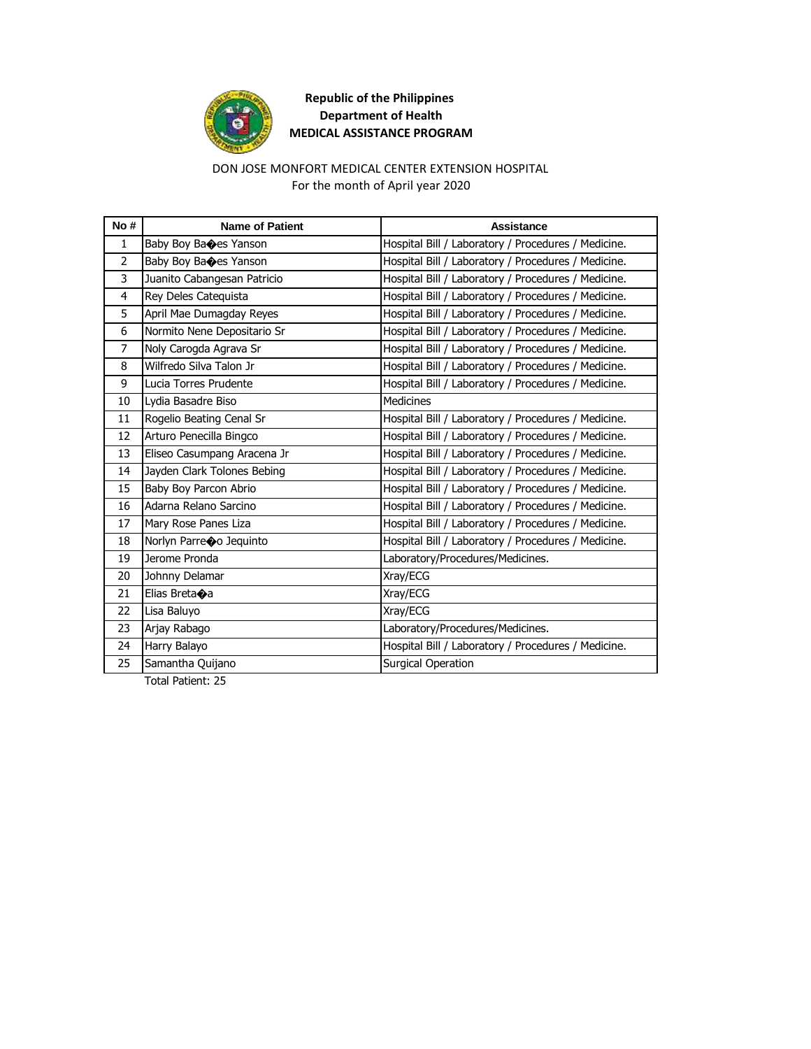**Republic of the Philippines**
**Department of Health**
**MEDICAL ASSISTANCE PROGRAM**

DON JOSE MONFORT MEDICAL CENTER EXTENSION HOSPITAL
For the month of April year 2020

| No # | Name of Patient | Assistance |
|---|---|---|
| 1 | Baby Boy Ba�es Yanson | Hospital Bill / Laboratory / Procedures / Medicine. |
| 2 | Baby Boy Ba�es Yanson | Hospital Bill / Laboratory / Procedures / Medicine. |
| 3 | Juanito Cabangesan Patricio | Hospital Bill / Laboratory / Procedures / Medicine. |
| 4 | Rey Deles Catequista | Hospital Bill / Laboratory / Procedures / Medicine. |
| 5 | April Mae Dumagday Reyes | Hospital Bill / Laboratory / Procedures / Medicine. |
| 6 | Normito Nene Depositario Sr | Hospital Bill / Laboratory / Procedures / Medicine. |
| 7 | Noly Carogda Agrava Sr | Hospital Bill / Laboratory / Procedures / Medicine. |
| 8 | Wilfredo Silva Talon Jr | Hospital Bill / Laboratory / Procedures / Medicine. |
| 9 | Lucia Torres Prudente | Hospital Bill / Laboratory / Procedures / Medicine. |
| 10 | Lydia Basadre Biso | Medicines |
| 11 | Rogelio Beating Cenal Sr | Hospital Bill / Laboratory / Procedures / Medicine. |
| 12 | Arturo Penecilla Bingco | Hospital Bill / Laboratory / Procedures / Medicine. |
| 13 | Eliseo Casumpang Aracena Jr | Hospital Bill / Laboratory / Procedures / Medicine. |
| 14 | Jayden Clark Tolones Bebing | Hospital Bill / Laboratory / Procedures / Medicine. |
| 15 | Baby Boy Parcon Abrio | Hospital Bill / Laboratory / Procedures / Medicine. |
| 16 | Adarna Relano Sarcino | Hospital Bill / Laboratory / Procedures / Medicine. |
| 17 | Mary Rose Panes Liza | Hospital Bill / Laboratory / Procedures / Medicine. |
| 18 | Norlyn Parre�o Jequinto | Hospital Bill / Laboratory / Procedures / Medicine. |
| 19 | Jerome Pronda | Laboratory/Procedures/Medicines. |
| 20 | Johnny Delamar | Xray/ECG |
| 21 | Elias Breta�a | Xray/ECG |
| 22 | Lisa Baluyo | Xray/ECG |
| 23 | Arjay Rabago | Laboratory/Procedures/Medicines. |
| 24 | Harry Balayo | Hospital Bill / Laboratory / Procedures / Medicine. |
| 25 | Samantha Quijano | Surgical Operation |

Total Patient: 25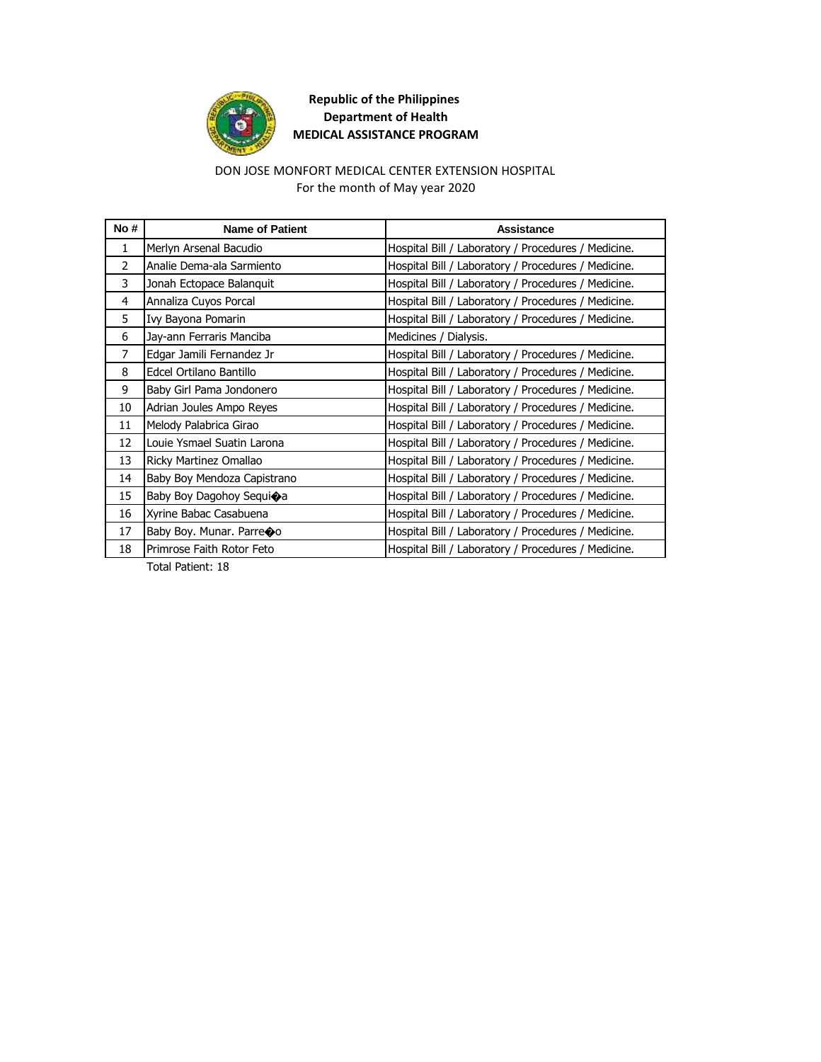**Republic of the Philippines**
**Department of Health**
**MEDICAL ASSISTANCE PROGRAM**

DON JOSE MONFORT MEDICAL CENTER EXTENSION HOSPITAL
For the month of May year 2020

| No # | Name of Patient | Assistance |
|---|---|---|
| 1 | Merlyn Arsenal Bacudio | Hospital Bill / Laboratory / Procedures / Medicine. |
| 2 | Analie Dema-ala Sarmiento | Hospital Bill / Laboratory / Procedures / Medicine. |
| 3 | Jonah Ectopace Balanquit | Hospital Bill / Laboratory / Procedures / Medicine. |
| 4 | Annaliza Cuyos Porcal | Hospital Bill / Laboratory / Procedures / Medicine. |
| 5 | Ivy Bayona Pomarin | Hospital Bill / Laboratory / Procedures / Medicine. |
| 6 | Jay-ann Ferraris Manciba | Medicines / Dialysis. |
| 7 | Edgar Jamili Fernandez Jr | Hospital Bill / Laboratory / Procedures / Medicine. |
| 8 | Edcel Ortilano Bantillo | Hospital Bill / Laboratory / Procedures / Medicine. |
| 9 | Baby Girl Pama Jondonero | Hospital Bill / Laboratory / Procedures / Medicine. |
| 10 | Adrian Joules Ampo Reyes | Hospital Bill / Laboratory / Procedures / Medicine. |
| 11 | Melody Palabrica Girao | Hospital Bill / Laboratory / Procedures / Medicine. |
| 12 | Louie Ysmael Suatin Larona | Hospital Bill / Laboratory / Procedures / Medicine. |
| 13 | Ricky Martinez Omallao | Hospital Bill / Laboratory / Procedures / Medicine. |
| 14 | Baby Boy Mendoza Capistrano | Hospital Bill / Laboratory / Procedures / Medicine. |
| 15 | Baby Boy Dagohoy Sequi�a | Hospital Bill / Laboratory / Procedures / Medicine. |
| 16 | Xyrine Babac Casabuena | Hospital Bill / Laboratory / Procedures / Medicine. |
| 17 | Baby Boy. Munar. Parre�o | Hospital Bill / Laboratory / Procedures / Medicine. |
| 18 | Primrose Faith Rotor Feto | Hospital Bill / Laboratory / Procedures / Medicine. |

Total Patient: 18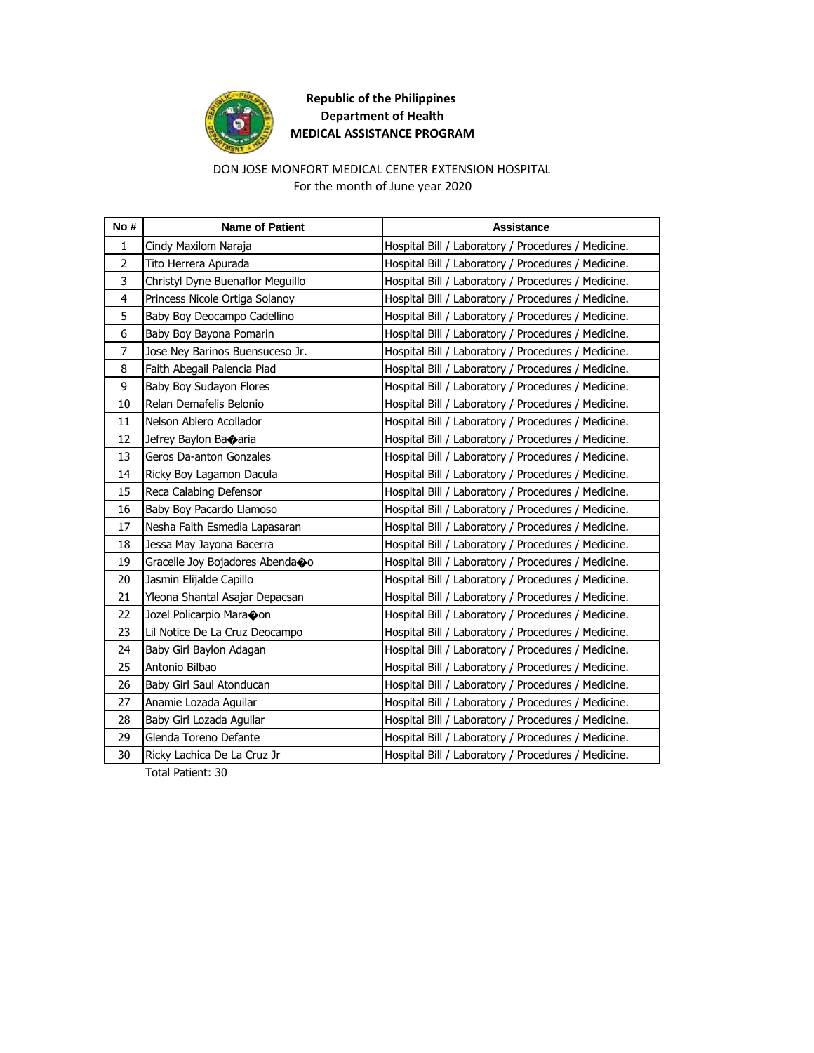**Republic of the Philippines**
**Department of Health**
**MEDICAL ASSISTANCE PROGRAM**

DON JOSE MONFORT MEDICAL CENTER EXTENSION HOSPITAL
For the month of June year 2020

| No # | Name of Patient | Assistance |
| --- | --- | --- |
| 1 | Cindy Maxilom Naraja | Hospital Bill / Laboratory / Procedures / Medicine. |
| 2 | Tito Herrera Apurada | Hospital Bill / Laboratory / Procedures / Medicine. |
| 3 | Christyl Dyne Buenaflor Meguillo | Hospital Bill / Laboratory / Procedures / Medicine. |
| 4 | Princess Nicole Ortiga Solanoy | Hospital Bill / Laboratory / Procedures / Medicine. |
| 5 | Baby Boy Deocampo Cadellino | Hospital Bill / Laboratory / Procedures / Medicine. |
| 6 | Baby Boy Bayona Pomarin | Hospital Bill / Laboratory / Procedures / Medicine. |
| 7 | Jose Ney Barinos Buensuceso Jr. | Hospital Bill / Laboratory / Procedures / Medicine. |
| 8 | Faith Abegail Palencia Piad | Hospital Bill / Laboratory / Procedures / Medicine. |
| 9 | Baby Boy Sudayon Flores | Hospital Bill / Laboratory / Procedures / Medicine. |
| 10 | Relan Demafelis Belonio | Hospital Bill / Laboratory / Procedures / Medicine. |
| 11 | Nelson Ablero Acollador | Hospital Bill / Laboratory / Procedures / Medicine. |
| 12 | Jefrey Baylon Ba�aria | Hospital Bill / Laboratory / Procedures / Medicine. |
| 13 | Geros Da-anton Gonzales | Hospital Bill / Laboratory / Procedures / Medicine. |
| 14 | Ricky Boy Lagamon Dacula | Hospital Bill / Laboratory / Procedures / Medicine. |
| 15 | Reca Calabing Defensor | Hospital Bill / Laboratory / Procedures / Medicine. |
| 16 | Baby Boy Pacardo Llamoso | Hospital Bill / Laboratory / Procedures / Medicine. |
| 17 | Nesha Faith Esmedia Lapasaran | Hospital Bill / Laboratory / Procedures / Medicine. |
| 18 | Jessa May Jayona Bacerra | Hospital Bill / Laboratory / Procedures / Medicine. |
| 19 | Gracelle Joy Bojadores Abenda�o | Hospital Bill / Laboratory / Procedures / Medicine. |
| 20 | Jasmin Elijalde Capillo | Hospital Bill / Laboratory / Procedures / Medicine. |
| 21 | Yleona Shantal Asajar Depacsan | Hospital Bill / Laboratory / Procedures / Medicine. |
| 22 | Jozel Policarpio Mara�on | Hospital Bill / Laboratory / Procedures / Medicine. |
| 23 | Lil Notice De La Cruz Deocampo | Hospital Bill / Laboratory / Procedures / Medicine. |
| 24 | Baby Girl Baylon Adagan | Hospital Bill / Laboratory / Procedures / Medicine. |
| 25 | Antonio Bilbao | Hospital Bill / Laboratory / Procedures / Medicine. |
| 26 | Baby Girl Saul Atonducan | Hospital Bill / Laboratory / Procedures / Medicine. |
| 27 | Anamie Lozada Aguilar | Hospital Bill / Laboratory / Procedures / Medicine. |
| 28 | Baby Girl Lozada Aguilar | Hospital Bill / Laboratory / Procedures / Medicine. |
| 29 | Glenda Toreno Defante | Hospital Bill / Laboratory / Procedures / Medicine. |
| 30 | Ricky Lachica De La Cruz Jr | Hospital Bill / Laboratory / Procedures / Medicine. |

Total Patient: 30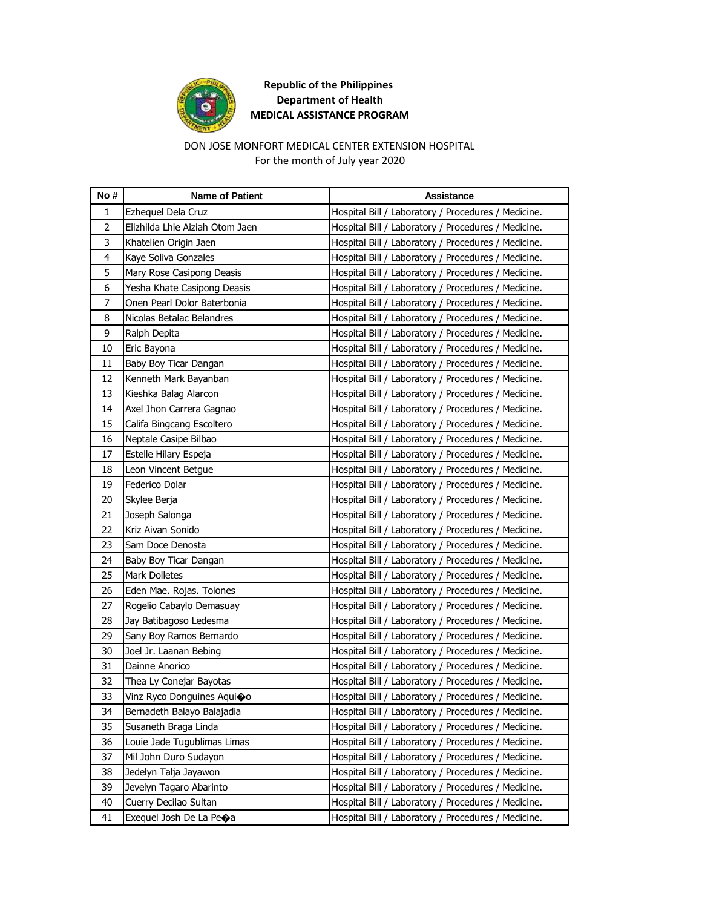**Republic of the Philippines**
**Department of Health**
**MEDICAL ASSISTANCE PROGRAM**

DON JOSE MONFORT MEDICAL CENTER EXTENSION HOSPITAL
For the month of July year 2020

| No # | Name of Patient | Assistance |
|---|---|---|
| 1 | Ezhequel Dela Cruz | Hospital Bill / Laboratory / Procedures / Medicine. |
| 2 | Elizhilda Lhie Aiziah Otom Jaen | Hospital Bill / Laboratory / Procedures / Medicine. |
| 3 | Khatelien Origin Jaen | Hospital Bill / Laboratory / Procedures / Medicine. |
| 4 | Kaye Soliva Gonzales | Hospital Bill / Laboratory / Procedures / Medicine. |
| 5 | Mary Rose Casipong Deasis | Hospital Bill / Laboratory / Procedures / Medicine. |
| 6 | Yesha Khate Casipong Deasis | Hospital Bill / Laboratory / Procedures / Medicine. |
| 7 | Onen Pearl Dolor Baterbonia | Hospital Bill / Laboratory / Procedures / Medicine. |
| 8 | Nicolas Betalac Belandres | Hospital Bill / Laboratory / Procedures / Medicine. |
| 9 | Ralph Depita | Hospital Bill / Laboratory / Procedures / Medicine. |
| 10 | Eric Bayona | Hospital Bill / Laboratory / Procedures / Medicine. |
| 11 | Baby Boy Ticar Dangan | Hospital Bill / Laboratory / Procedures / Medicine. |
| 12 | Kenneth Mark Bayanban | Hospital Bill / Laboratory / Procedures / Medicine. |
| 13 | Kieshka Balag Alarcon | Hospital Bill / Laboratory / Procedures / Medicine. |
| 14 | Axel Jhon Carrera Gagnao | Hospital Bill / Laboratory / Procedures / Medicine. |
| 15 | Califa Bingcang Escoltero | Hospital Bill / Laboratory / Procedures / Medicine. |
| 16 | Neptale Casipe Bilbao | Hospital Bill / Laboratory / Procedures / Medicine. |
| 17 | Estelle Hilary Espeja | Hospital Bill / Laboratory / Procedures / Medicine. |
| 18 | Leon Vincent Betgue | Hospital Bill / Laboratory / Procedures / Medicine. |
| 19 | Federico Dolar | Hospital Bill / Laboratory / Procedures / Medicine. |
| 20 | Skylee Berja | Hospital Bill / Laboratory / Procedures / Medicine. |
| 21 | Joseph Salonga | Hospital Bill / Laboratory / Procedures / Medicine. |
| 22 | Kriz Aivan Sonido | Hospital Bill / Laboratory / Procedures / Medicine. |
| 23 | Sam Doce Denosta | Hospital Bill / Laboratory / Procedures / Medicine. |
| 24 | Baby Boy Ticar Dangan | Hospital Bill / Laboratory / Procedures / Medicine. |
| 25 | Mark Dolletes | Hospital Bill / Laboratory / Procedures / Medicine. |
| 26 | Eden Mae. Rojas. Tolones | Hospital Bill / Laboratory / Procedures / Medicine. |
| 27 | Rogelio Cabaylo Demasuay | Hospital Bill / Laboratory / Procedures / Medicine. |
| 28 | Jay Batibagoso Ledesma | Hospital Bill / Laboratory / Procedures / Medicine. |
| 29 | Sany Boy Ramos Bernardo | Hospital Bill / Laboratory / Procedures / Medicine. |
| 30 | Joel Jr. Laanan Bebing | Hospital Bill / Laboratory / Procedures / Medicine. |
| 31 | Dainne Anorico | Hospital Bill / Laboratory / Procedures / Medicine. |
| 32 | Thea Ly Conejar Bayotas | Hospital Bill / Laboratory / Procedures / Medicine. |
| 33 | Vinz Ryco Donguines Aqui�o | Hospital Bill / Laboratory / Procedures / Medicine. |
| 34 | Bernadeth Balayo Balajadia | Hospital Bill / Laboratory / Procedures / Medicine. |
| 35 | Susaneth Braga Linda | Hospital Bill / Laboratory / Procedures / Medicine. |
| 36 | Louie Jade Tugublimas Limas | Hospital Bill / Laboratory / Procedures / Medicine. |
| 37 | Mil John Duro Sudayon | Hospital Bill / Laboratory / Procedures / Medicine. |
| 38 | Jedelyn Talja Jayawon | Hospital Bill / Laboratory / Procedures / Medicine. |
| 39 | Jevelyn Tagaro Abarinto | Hospital Bill / Laboratory / Procedures / Medicine. |
| 40 | Cuerry Decilao Sultan | Hospital Bill / Laboratory / Procedures / Medicine. |
| 41 | Exequel Josh De La Pe�a | Hospital Bill / Laboratory / Procedures / Medicine. |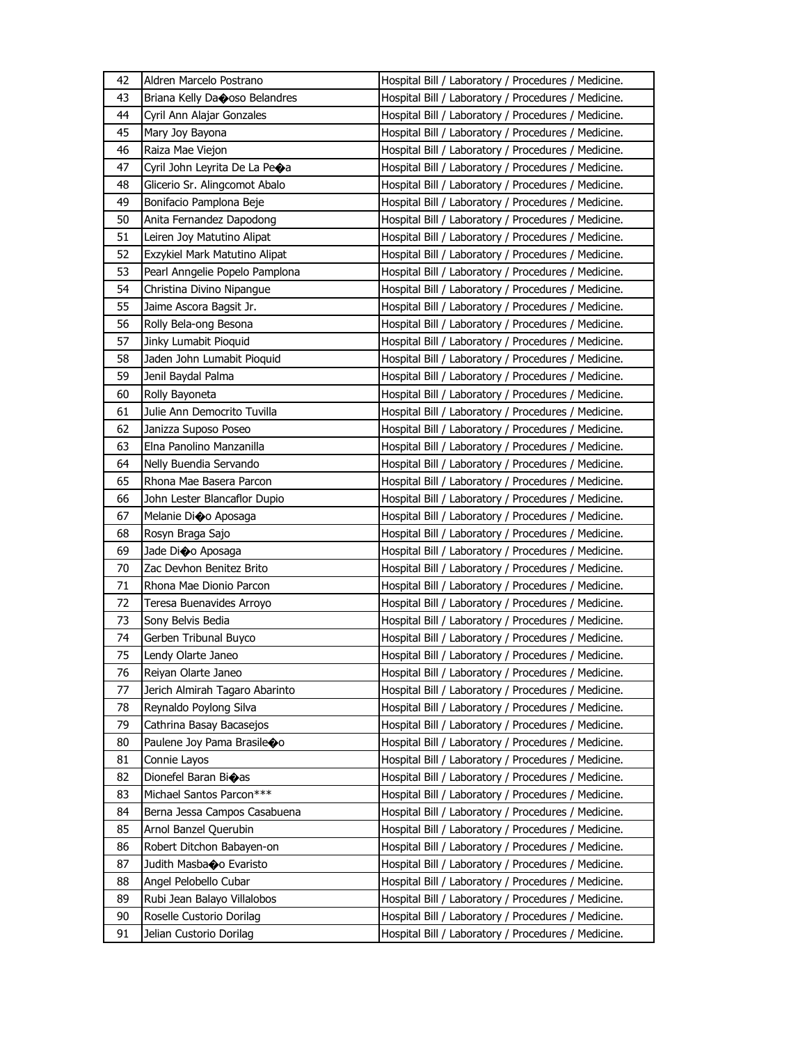| | | |
|---|---|---|
| 42 | Aldren Marcelo Postrano | Hospital Bill / Laboratory / Procedures / Medicine. |
| 43 | Briana Kelly Da�oso Belandres | Hospital Bill / Laboratory / Procedures / Medicine. |
| 44 | Cyril Ann Alajar Gonzales | Hospital Bill / Laboratory / Procedures / Medicine. |
| 45 | Mary Joy Bayona | Hospital Bill / Laboratory / Procedures / Medicine. |
| 46 | Raiza Mae Viejon | Hospital Bill / Laboratory / Procedures / Medicine. |
| 47 | Cyril John Leyrita De La Pe�a | Hospital Bill / Laboratory / Procedures / Medicine. |
| 48 | Glicerio Sr. Alingcomot Abalo | Hospital Bill / Laboratory / Procedures / Medicine. |
| 49 | Bonifacio Pamplona Beje | Hospital Bill / Laboratory / Procedures / Medicine. |
| 50 | Anita Fernandez Dapodong | Hospital Bill / Laboratory / Procedures / Medicine. |
| 51 | Leiren Joy Matutino Alipat | Hospital Bill / Laboratory / Procedures / Medicine. |
| 52 | Exzykiel Mark Matutino Alipat | Hospital Bill / Laboratory / Procedures / Medicine. |
| 53 | Pearl Anngelie Popelo Pamplona | Hospital Bill / Laboratory / Procedures / Medicine. |
| 54 | Christina Divino Nipangue | Hospital Bill / Laboratory / Procedures / Medicine. |
| 55 | Jaime Ascora Bagsit Jr. | Hospital Bill / Laboratory / Procedures / Medicine. |
| 56 | Rolly Bela-ong Besona | Hospital Bill / Laboratory / Procedures / Medicine. |
| 57 | Jinky Lumabit Pioquid | Hospital Bill / Laboratory / Procedures / Medicine. |
| 58 | Jaden John Lumabit Pioquid | Hospital Bill / Laboratory / Procedures / Medicine. |
| 59 | Jenil Baydal Palma | Hospital Bill / Laboratory / Procedures / Medicine. |
| 60 | Rolly Bayoneta | Hospital Bill / Laboratory / Procedures / Medicine. |
| 61 | Julie Ann Democrito Tuvilla | Hospital Bill / Laboratory / Procedures / Medicine. |
| 62 | Janizza Suposo Poseo | Hospital Bill / Laboratory / Procedures / Medicine. |
| 63 | Elna Panolino Manzanilla | Hospital Bill / Laboratory / Procedures / Medicine. |
| 64 | Nelly Buendia Servando | Hospital Bill / Laboratory / Procedures / Medicine. |
| 65 | Rhona Mae Basera Parcon | Hospital Bill / Laboratory / Procedures / Medicine. |
| 66 | John Lester Blancaflor Dupio | Hospital Bill / Laboratory / Procedures / Medicine. |
| 67 | Melanie Di�o Aposaga | Hospital Bill / Laboratory / Procedures / Medicine. |
| 68 | Rosyn Braga Sajo | Hospital Bill / Laboratory / Procedures / Medicine. |
| 69 | Jade Di�o Aposaga | Hospital Bill / Laboratory / Procedures / Medicine. |
| 70 | Zac Devhon Benitez Brito | Hospital Bill / Laboratory / Procedures / Medicine. |
| 71 | Rhona Mae Dionio Parcon | Hospital Bill / Laboratory / Procedures / Medicine. |
| 72 | Teresa Buenavides Arroyo | Hospital Bill / Laboratory / Procedures / Medicine. |
| 73 | Sony Belvis Bedia | Hospital Bill / Laboratory / Procedures / Medicine. |
| 74 | Gerben Tribunal Buyco | Hospital Bill / Laboratory / Procedures / Medicine. |
| 75 | Lendy Olarte Janeo | Hospital Bill / Laboratory / Procedures / Medicine. |
| 76 | Reiyan Olarte Janeo | Hospital Bill / Laboratory / Procedures / Medicine. |
| 77 | Jerich Almirah Tagaro Abarinto | Hospital Bill / Laboratory / Procedures / Medicine. |
| 78 | Reynaldo Poylong Silva | Hospital Bill / Laboratory / Procedures / Medicine. |
| 79 | Cathrina Basay Bacasejos | Hospital Bill / Laboratory / Procedures / Medicine. |
| 80 | Paulene Joy Pama Brasile�o | Hospital Bill / Laboratory / Procedures / Medicine. |
| 81 | Connie Layos | Hospital Bill / Laboratory / Procedures / Medicine. |
| 82 | Dionefel Baran Bi�as | Hospital Bill / Laboratory / Procedures / Medicine. |
| 83 | Michael Santos Parcon*** | Hospital Bill / Laboratory / Procedures / Medicine. |
| 84 | Berna Jessa Campos Casabuena | Hospital Bill / Laboratory / Procedures / Medicine. |
| 85 | Arnol Banzel Querubin | Hospital Bill / Laboratory / Procedures / Medicine. |
| 86 | Robert Ditchon Babayen-on | Hospital Bill / Laboratory / Procedures / Medicine. |
| 87 | Judith Masba�o Evaristo | Hospital Bill / Laboratory / Procedures / Medicine. |
| 88 | Angel Pelobello Cubar | Hospital Bill / Laboratory / Procedures / Medicine. |
| 89 | Rubi Jean Balayo Villalobos | Hospital Bill / Laboratory / Procedures / Medicine. |
| 90 | Roselle Custorio Dorilag | Hospital Bill / Laboratory / Procedures / Medicine. |
| 91 | Jelian Custorio Dorilag | Hospital Bill / Laboratory / Procedures / Medicine. |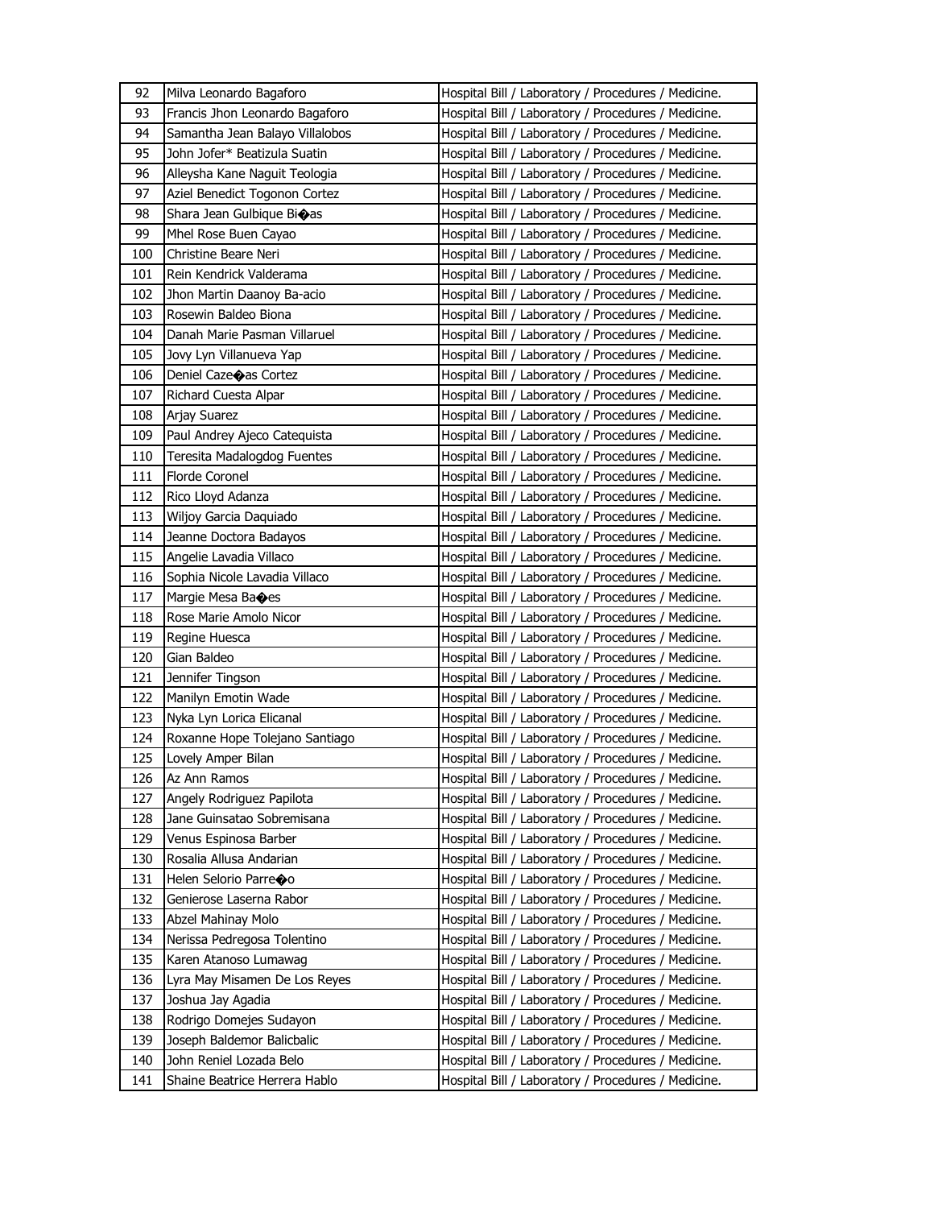| 92 | Milva Leonardo Bagaforo | Hospital Bill / Laboratory / Procedures / Medicine. |
|---|---|---|
| 93 | Francis Jhon Leonardo Bagaforo | Hospital Bill / Laboratory / Procedures / Medicine. |
| 94 | Samantha Jean Balayo Villalobos | Hospital Bill / Laboratory / Procedures / Medicine. |
| 95 | John Jofer* Beatizula Suatin | Hospital Bill / Laboratory / Procedures / Medicine. |
| 96 | Alleysha Kane Naguit Teologia | Hospital Bill / Laboratory / Procedures / Medicine. |
| 97 | Aziel Benedict Togonon Cortez | Hospital Bill / Laboratory / Procedures / Medicine. |
| 98 | Shara Jean Gulbique Bi�as | Hospital Bill / Laboratory / Procedures / Medicine. |
| 99 | Mhel Rose Buen Cayao | Hospital Bill / Laboratory / Procedures / Medicine. |
| 100 | Christine Beare Neri | Hospital Bill / Laboratory / Procedures / Medicine. |
| 101 | Rein Kendrick Valderama | Hospital Bill / Laboratory / Procedures / Medicine. |
| 102 | Jhon Martin Daanoy Ba-acio | Hospital Bill / Laboratory / Procedures / Medicine. |
| 103 | Rosewin Baldeo Biona | Hospital Bill / Laboratory / Procedures / Medicine. |
| 104 | Danah Marie Pasman Villaruel | Hospital Bill / Laboratory / Procedures / Medicine. |
| 105 | Jovy Lyn Villanueva Yap | Hospital Bill / Laboratory / Procedures / Medicine. |
| 106 | Deniel Caze�as Cortez | Hospital Bill / Laboratory / Procedures / Medicine. |
| 107 | Richard Cuesta Alpar | Hospital Bill / Laboratory / Procedures / Medicine. |
| 108 | Arjay Suarez | Hospital Bill / Laboratory / Procedures / Medicine. |
| 109 | Paul Andrey Ajeco Catequista | Hospital Bill / Laboratory / Procedures / Medicine. |
| 110 | Teresita Madalogdog Fuentes | Hospital Bill / Laboratory / Procedures / Medicine. |
| 111 | Florde Coronel | Hospital Bill / Laboratory / Procedures / Medicine. |
| 112 | Rico Lloyd Adanza | Hospital Bill / Laboratory / Procedures / Medicine. |
| 113 | Wiljoy Garcia Daquiado | Hospital Bill / Laboratory / Procedures / Medicine. |
| 114 | Jeanne Doctora Badayos | Hospital Bill / Laboratory / Procedures / Medicine. |
| 115 | Angelie Lavadia Villaco | Hospital Bill / Laboratory / Procedures / Medicine. |
| 116 | Sophia Nicole Lavadia Villaco | Hospital Bill / Laboratory / Procedures / Medicine. |
| 117 | Margie Mesa Ba�es | Hospital Bill / Laboratory / Procedures / Medicine. |
| 118 | Rose Marie Amolo Nicor | Hospital Bill / Laboratory / Procedures / Medicine. |
| 119 | Regine Huesca | Hospital Bill / Laboratory / Procedures / Medicine. |
| 120 | Gian Baldeo | Hospital Bill / Laboratory / Procedures / Medicine. |
| 121 | Jennifer Tingson | Hospital Bill / Laboratory / Procedures / Medicine. |
| 122 | Manilyn Emotin Wade | Hospital Bill / Laboratory / Procedures / Medicine. |
| 123 | Nyka Lyn Lorica Elicanal | Hospital Bill / Laboratory / Procedures / Medicine. |
| 124 | Roxanne Hope Tolejano Santiago | Hospital Bill / Laboratory / Procedures / Medicine. |
| 125 | Lovely Amper Bilan | Hospital Bill / Laboratory / Procedures / Medicine. |
| 126 | Az Ann Ramos | Hospital Bill / Laboratory / Procedures / Medicine. |
| 127 | Angely Rodriguez Papilota | Hospital Bill / Laboratory / Procedures / Medicine. |
| 128 | Jane Guinsatao Sobremisana | Hospital Bill / Laboratory / Procedures / Medicine. |
| 129 | Venus Espinosa Barber | Hospital Bill / Laboratory / Procedures / Medicine. |
| 130 | Rosalia Allusa Andarian | Hospital Bill / Laboratory / Procedures / Medicine. |
| 131 | Helen Selorio Parre�o | Hospital Bill / Laboratory / Procedures / Medicine. |
| 132 | Genierose Laserna Rabor | Hospital Bill / Laboratory / Procedures / Medicine. |
| 133 | Abzel Mahinay Molo | Hospital Bill / Laboratory / Procedures / Medicine. |
| 134 | Nerissa Pedregosa Tolentino | Hospital Bill / Laboratory / Procedures / Medicine. |
| 135 | Karen Atanoso Lumawag | Hospital Bill / Laboratory / Procedures / Medicine. |
| 136 | Lyra May Misamen De Los Reyes | Hospital Bill / Laboratory / Procedures / Medicine. |
| 137 | Joshua Jay Agadia | Hospital Bill / Laboratory / Procedures / Medicine. |
| 138 | Rodrigo Domejes Sudayon | Hospital Bill / Laboratory / Procedures / Medicine. |
| 139 | Joseph Baldemor Balicbalic | Hospital Bill / Laboratory / Procedures / Medicine. |
| 140 | John Reniel Lozada Belo | Hospital Bill / Laboratory / Procedures / Medicine. |
| 141 | Shaine Beatrice Herrera Hablo | Hospital Bill / Laboratory / Procedures / Medicine. |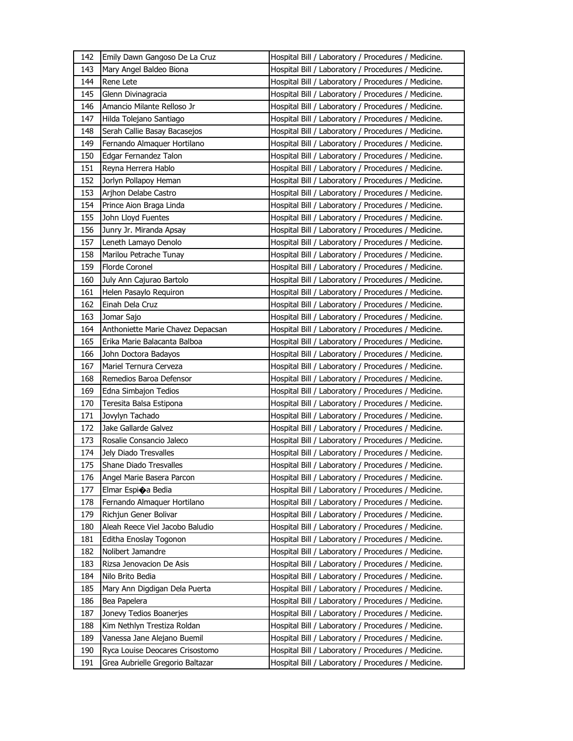| 142 | Emily Dawn Gangoso De La Cruz | Hospital Bill / Laboratory / Procedures / Medicine. |
|---|---|---|
| 143 | Mary Angel Baldeo Biona | Hospital Bill / Laboratory / Procedures / Medicine. |
| 144 | Rene Lete | Hospital Bill / Laboratory / Procedures / Medicine. |
| 145 | Glenn Divinagracia | Hospital Bill / Laboratory / Procedures / Medicine. |
| 146 | Amancio Milante Relloso Jr | Hospital Bill / Laboratory / Procedures / Medicine. |
| 147 | Hilda Tolejano Santiago | Hospital Bill / Laboratory / Procedures / Medicine. |
| 148 | Serah Callie Basay Bacasejos | Hospital Bill / Laboratory / Procedures / Medicine. |
| 149 | Fernando Almaquer Hortilano | Hospital Bill / Laboratory / Procedures / Medicine. |
| 150 | Edgar Fernandez Talon | Hospital Bill / Laboratory / Procedures / Medicine. |
| 151 | Reyna Herrera Hablo | Hospital Bill / Laboratory / Procedures / Medicine. |
| 152 | Jorlyn Pollapoy Heman | Hospital Bill / Laboratory / Procedures / Medicine. |
| 153 | Arjhon Delabe Castro | Hospital Bill / Laboratory / Procedures / Medicine. |
| 154 | Prince Aion Braga Linda | Hospital Bill / Laboratory / Procedures / Medicine. |
| 155 | John Lloyd Fuentes | Hospital Bill / Laboratory / Procedures / Medicine. |
| 156 | Junry Jr. Miranda Apsay | Hospital Bill / Laboratory / Procedures / Medicine. |
| 157 | Leneth Lamayo Denolo | Hospital Bill / Laboratory / Procedures / Medicine. |
| 158 | Marilou Petrache Tunay | Hospital Bill / Laboratory / Procedures / Medicine. |
| 159 | Florde Coronel | Hospital Bill / Laboratory / Procedures / Medicine. |
| 160 | July Ann Cajurao Bartolo | Hospital Bill / Laboratory / Procedures / Medicine. |
| 161 | Helen Pasaylo Requiron | Hospital Bill / Laboratory / Procedures / Medicine. |
| 162 | Einah Dela Cruz | Hospital Bill / Laboratory / Procedures / Medicine. |
| 163 | Jomar Sajo | Hospital Bill / Laboratory / Procedures / Medicine. |
| 164 | Anthoniette Marie Chavez Depacsan | Hospital Bill / Laboratory / Procedures / Medicine. |
| 165 | Erika Marie Balacanta Balboa | Hospital Bill / Laboratory / Procedures / Medicine. |
| 166 | John Doctora Badayos | Hospital Bill / Laboratory / Procedures / Medicine. |
| 167 | Mariel Ternura Cerveza | Hospital Bill / Laboratory / Procedures / Medicine. |
| 168 | Remedios Baroa Defensor | Hospital Bill / Laboratory / Procedures / Medicine. |
| 169 | Edna Simbajon Tedios | Hospital Bill / Laboratory / Procedures / Medicine. |
| 170 | Teresita Balsa Estipona | Hospital Bill / Laboratory / Procedures / Medicine. |
| 171 | Jovylyn Tachado | Hospital Bill / Laboratory / Procedures / Medicine. |
| 172 | Jake Gallarde Galvez | Hospital Bill / Laboratory / Procedures / Medicine. |
| 173 | Rosalie Consancio Jaleco | Hospital Bill / Laboratory / Procedures / Medicine. |
| 174 | Jely Diado Tresvalles | Hospital Bill / Laboratory / Procedures / Medicine. |
| 175 | Shane Diado Tresvalles | Hospital Bill / Laboratory / Procedures / Medicine. |
| 176 | Angel Marie Basera Parcon | Hospital Bill / Laboratory / Procedures / Medicine. |
| 177 | Elmar Espi�a Bedia | Hospital Bill / Laboratory / Procedures / Medicine. |
| 178 | Fernando Almaquer Hortilano | Hospital Bill / Laboratory / Procedures / Medicine. |
| 179 | Richjun Gener Bolivar | Hospital Bill / Laboratory / Procedures / Medicine. |
| 180 | Aleah Reece Viel Jacobo Baludio | Hospital Bill / Laboratory / Procedures / Medicine. |
| 181 | Editha Enoslay Togonon | Hospital Bill / Laboratory / Procedures / Medicine. |
| 182 | Nolibert Jamandre | Hospital Bill / Laboratory / Procedures / Medicine. |
| 183 | Rizsa Jenovacion De Asis | Hospital Bill / Laboratory / Procedures / Medicine. |
| 184 | Nilo Brito Bedia | Hospital Bill / Laboratory / Procedures / Medicine. |
| 185 | Mary Ann Digdigan Dela Puerta | Hospital Bill / Laboratory / Procedures / Medicine. |
| 186 | Bea Papelera | Hospital Bill / Laboratory / Procedures / Medicine. |
| 187 | Jonevy Tedios Boanerjes | Hospital Bill / Laboratory / Procedures / Medicine. |
| 188 | Kim Nethlyn Trestiza Roldan | Hospital Bill / Laboratory / Procedures / Medicine. |
| 189 | Vanessa Jane Alejano Buemil | Hospital Bill / Laboratory / Procedures / Medicine. |
| 190 | Ryca Louise Deocares Crisostomo | Hospital Bill / Laboratory / Procedures / Medicine. |
| 191 | Grea Aubrielle Gregorio Baltazar | Hospital Bill / Laboratory / Procedures / Medicine. |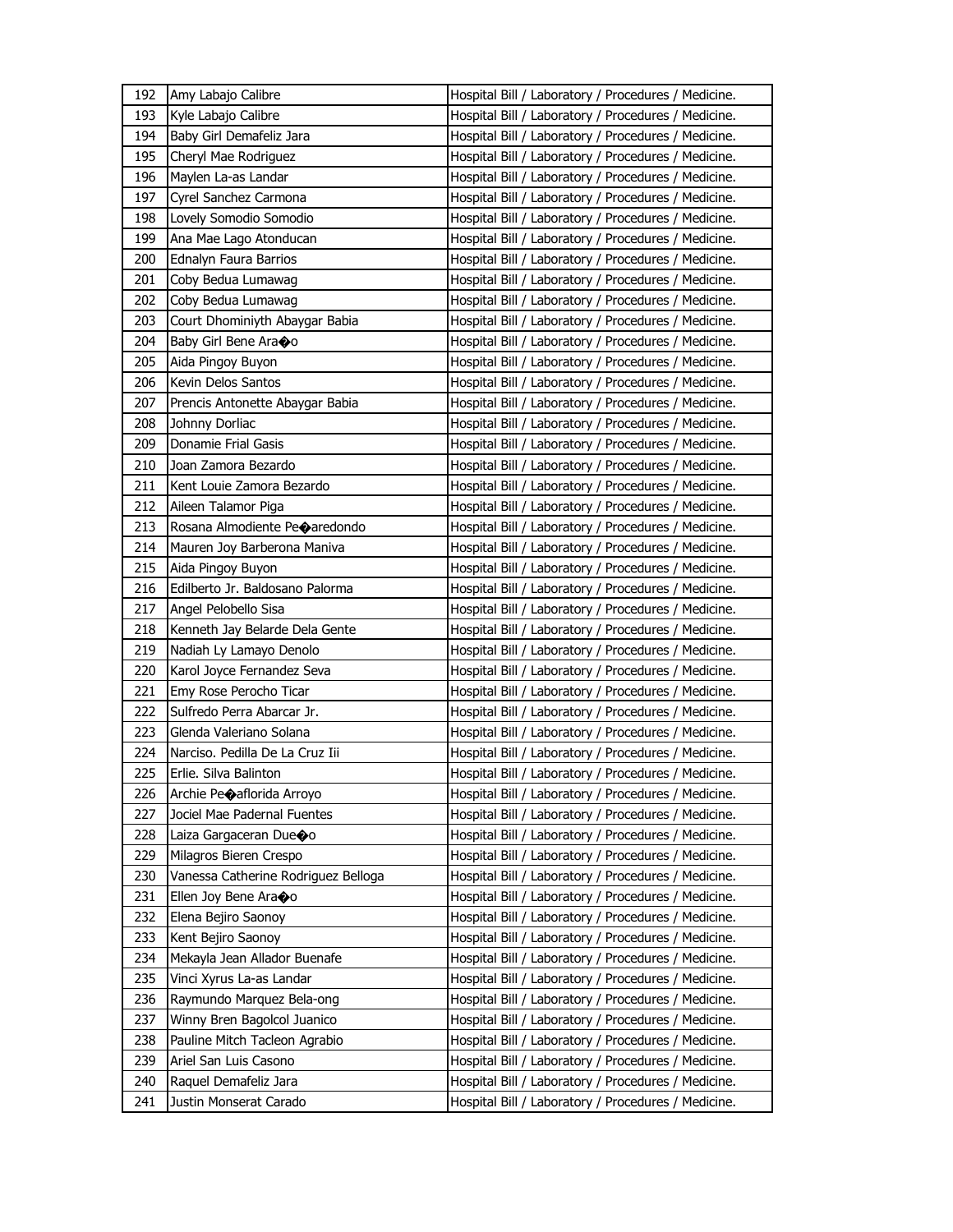| 192 | Amy Labajo Calibre | Hospital Bill / Laboratory / Procedures / Medicine. |
|---|---|---|
| 193 | Kyle Labajo Calibre | Hospital Bill / Laboratory / Procedures / Medicine. |
| 194 | Baby Girl Demafeliz Jara | Hospital Bill / Laboratory / Procedures / Medicine. |
| 195 | Cheryl Mae Rodriguez | Hospital Bill / Laboratory / Procedures / Medicine. |
| 196 | Maylen La-as Landar | Hospital Bill / Laboratory / Procedures / Medicine. |
| 197 | Cyrel Sanchez Carmona | Hospital Bill / Laboratory / Procedures / Medicine. |
| 198 | Lovely Somodio Somodio | Hospital Bill / Laboratory / Procedures / Medicine. |
| 199 | Ana Mae Lago Atonducan | Hospital Bill / Laboratory / Procedures / Medicine. |
| 200 | Ednalyn Faura Barrios | Hospital Bill / Laboratory / Procedures / Medicine. |
| 201 | Coby Bedua Lumawag | Hospital Bill / Laboratory / Procedures / Medicine. |
| 202 | Coby Bedua Lumawag | Hospital Bill / Laboratory / Procedures / Medicine. |
| 203 | Court Dhominiyth Abaygar Babia | Hospital Bill / Laboratory / Procedures / Medicine. |
| 204 | Baby Girl Bene Ara��o | Hospital Bill / Laboratory / Procedures / Medicine. |
| 205 | Aida Pingoy Buyon | Hospital Bill / Laboratory / Procedures / Medicine. |
| 206 | Kevin Delos Santos | Hospital Bill / Laboratory / Procedures / Medicine. |
| 207 | Prencis Antonette Abaygar Babia | Hospital Bill / Laboratory / Procedures / Medicine. |
| 208 | Johnny Dorliac | Hospital Bill / Laboratory / Procedures / Medicine. |
| 209 | Donamie Frial Gasis | Hospital Bill / Laboratory / Procedures / Medicine. |
| 210 | Joan Zamora Bezardo | Hospital Bill / Laboratory / Procedures / Medicine. |
| 211 | Kent Louie Zamora Bezardo | Hospital Bill / Laboratory / Procedures / Medicine. |
| 212 | Aileen Talamor Piga | Hospital Bill / Laboratory / Procedures / Medicine. |
| 213 | Rosana Almodiente Pe��aredondo | Hospital Bill / Laboratory / Procedures / Medicine. |
| 214 | Mauren Joy Barberona Maniva | Hospital Bill / Laboratory / Procedures / Medicine. |
| 215 | Aida Pingoy Buyon | Hospital Bill / Laboratory / Procedures / Medicine. |
| 216 | Edilberto Jr. Baldosano Palorma | Hospital Bill / Laboratory / Procedures / Medicine. |
| 217 | Angel Pelobello Sisa | Hospital Bill / Laboratory / Procedures / Medicine. |
| 218 | Kenneth Jay Belarde Dela Gente | Hospital Bill / Laboratory / Procedures / Medicine. |
| 219 | Nadiah Ly Lamayo Denolo | Hospital Bill / Laboratory / Procedures / Medicine. |
| 220 | Karol Joyce Fernandez Seva | Hospital Bill / Laboratory / Procedures / Medicine. |
| 221 | Emy Rose Perocho Ticar | Hospital Bill / Laboratory / Procedures / Medicine. |
| 222 | Sulfredo Perra Abarcar Jr. | Hospital Bill / Laboratory / Procedures / Medicine. |
| 223 | Glenda Valeriano Solana | Hospital Bill / Laboratory / Procedures / Medicine. |
| 224 | Narciso. Pedilla De La Cruz Iii | Hospital Bill / Laboratory / Procedures / Medicine. |
| 225 | Erlie. Silva Balinton | Hospital Bill / Laboratory / Procedures / Medicine. |
| 226 | Archie Pe��aflorida Arroyo | Hospital Bill / Laboratory / Procedures / Medicine. |
| 227 | Jociel Mae Padernal Fuentes | Hospital Bill / Laboratory / Procedures / Medicine. |
| 228 | Laiza Gargaceran Due��o | Hospital Bill / Laboratory / Procedures / Medicine. |
| 229 | Milagros Bieren Crespo | Hospital Bill / Laboratory / Procedures / Medicine. |
| 230 | Vanessa Catherine Rodriguez Belloga | Hospital Bill / Laboratory / Procedures / Medicine. |
| 231 | Ellen Joy Bene Ara��o | Hospital Bill / Laboratory / Procedures / Medicine. |
| 232 | Elena Bejiro Saonoy | Hospital Bill / Laboratory / Procedures / Medicine. |
| 233 | Kent Bejiro Saonoy | Hospital Bill / Laboratory / Procedures / Medicine. |
| 234 | Mekayla Jean Allador Buenafe | Hospital Bill / Laboratory / Procedures / Medicine. |
| 235 | Vinci Xyrus La-as Landar | Hospital Bill / Laboratory / Procedures / Medicine. |
| 236 | Raymundo Marquez Bela-ong | Hospital Bill / Laboratory / Procedures / Medicine. |
| 237 | Winny Bren Bagolcol Juanico | Hospital Bill / Laboratory / Procedures / Medicine. |
| 238 | Pauline Mitch Tacleon Agrabio | Hospital Bill / Laboratory / Procedures / Medicine. |
| 239 | Ariel San Luis Casono | Hospital Bill / Laboratory / Procedures / Medicine. |
| 240 | Raquel Demafeliz Jara | Hospital Bill / Laboratory / Procedures / Medicine. |
| 241 | Justin Monserat Carado | Hospital Bill / Laboratory / Procedures / Medicine. |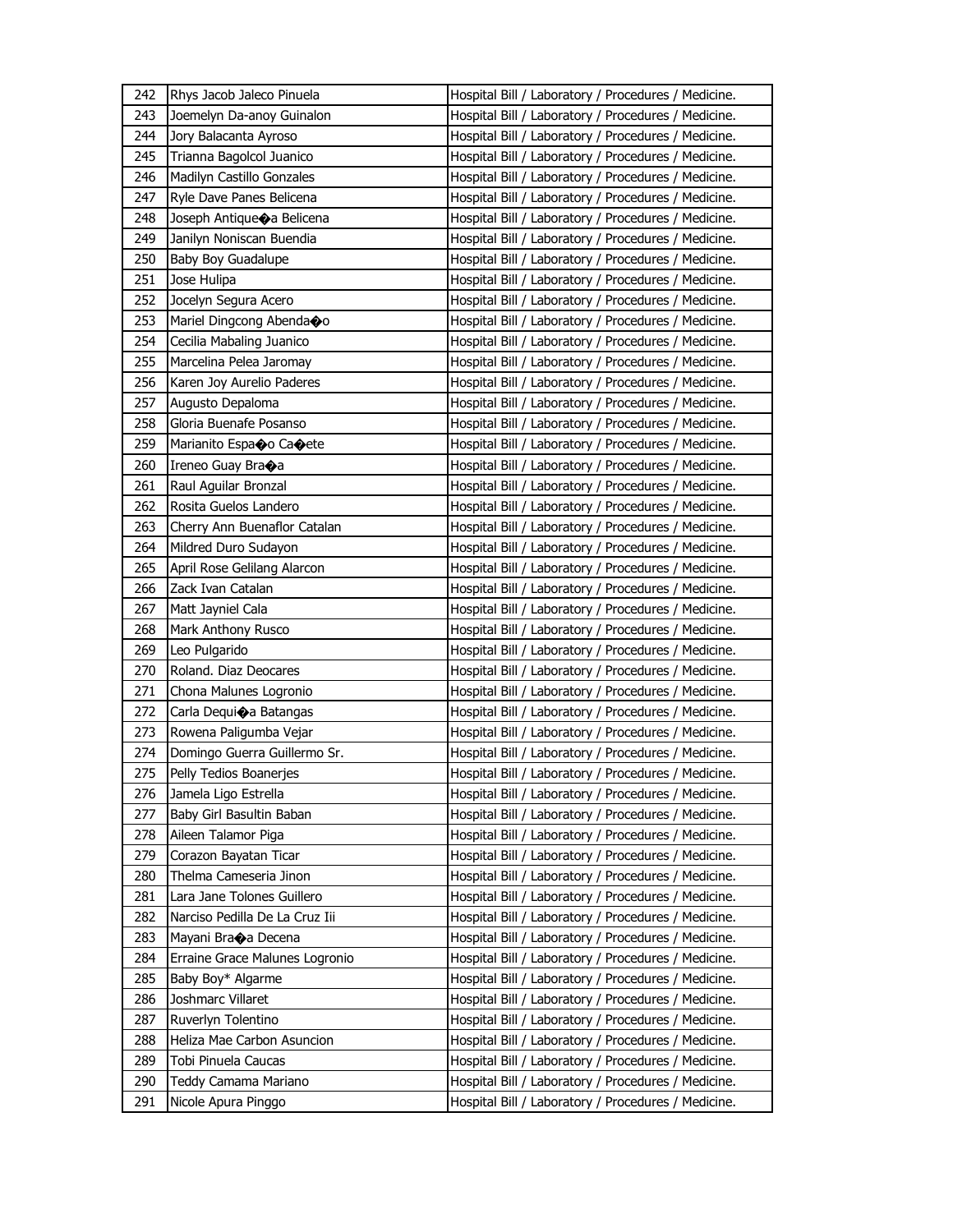| 242 | Rhys Jacob Jaleco Pinuela | Hospital Bill / Laboratory / Procedures / Medicine. |
|---|---|---|
| 243 | Joemelyn Da-anoy Guinalon | Hospital Bill / Laboratory / Procedures / Medicine. |
| 244 | Jory Balacanta Ayroso | Hospital Bill / Laboratory / Procedures / Medicine. |
| 245 | Trianna Bagolcol Juanico | Hospital Bill / Laboratory / Procedures / Medicine. |
| 246 | Madilyn Castillo Gonzales | Hospital Bill / Laboratory / Procedures / Medicine. |
| 247 | Ryle Dave Panes Belicena | Hospital Bill / Laboratory / Procedures / Medicine. |
| 248 | Joseph Antique�a Belicena | Hospital Bill / Laboratory / Procedures / Medicine. |
| 249 | Janilyn Noniscan Buendia | Hospital Bill / Laboratory / Procedures / Medicine. |
| 250 | Baby Boy Guadalupe | Hospital Bill / Laboratory / Procedures / Medicine. |
| 251 | Jose Hulipa | Hospital Bill / Laboratory / Procedures / Medicine. |
| 252 | Jocelyn Segura Acero | Hospital Bill / Laboratory / Procedures / Medicine. |
| 253 | Mariel Dingcong Abenda�o | Hospital Bill / Laboratory / Procedures / Medicine. |
| 254 | Cecilia Mabaling Juanico | Hospital Bill / Laboratory / Procedures / Medicine. |
| 255 | Marcelina Pelea Jaromay | Hospital Bill / Laboratory / Procedures / Medicine. |
| 256 | Karen Joy Aurelio Paderes | Hospital Bill / Laboratory / Procedures / Medicine. |
| 257 | Augusto Depaloma | Hospital Bill / Laboratory / Procedures / Medicine. |
| 258 | Gloria Buenafe Posanso | Hospital Bill / Laboratory / Procedures / Medicine. |
| 259 | Marianito Espa�o Ca�ete | Hospital Bill / Laboratory / Procedures / Medicine. |
| 260 | Ireneo Guay Bra�a | Hospital Bill / Laboratory / Procedures / Medicine. |
| 261 | Raul Aguilar Bronzal | Hospital Bill / Laboratory / Procedures / Medicine. |
| 262 | Rosita Guelos Landero | Hospital Bill / Laboratory / Procedures / Medicine. |
| 263 | Cherry Ann Buenaflor Catalan | Hospital Bill / Laboratory / Procedures / Medicine. |
| 264 | Mildred Duro Sudayon | Hospital Bill / Laboratory / Procedures / Medicine. |
| 265 | April Rose Gelilang Alarcon | Hospital Bill / Laboratory / Procedures / Medicine. |
| 266 | Zack Ivan Catalan | Hospital Bill / Laboratory / Procedures / Medicine. |
| 267 | Matt Jayniel Cala | Hospital Bill / Laboratory / Procedures / Medicine. |
| 268 | Mark Anthony Rusco | Hospital Bill / Laboratory / Procedures / Medicine. |
| 269 | Leo Pulgarido | Hospital Bill / Laboratory / Procedures / Medicine. |
| 270 | Roland. Diaz Deocares | Hospital Bill / Laboratory / Procedures / Medicine. |
| 271 | Chona Malunes Logronio | Hospital Bill / Laboratory / Procedures / Medicine. |
| 272 | Carla Dequi�a Batangas | Hospital Bill / Laboratory / Procedures / Medicine. |
| 273 | Rowena Paligumba Vejar | Hospital Bill / Laboratory / Procedures / Medicine. |
| 274 | Domingo Guerra Guillermo Sr. | Hospital Bill / Laboratory / Procedures / Medicine. |
| 275 | Pelly Tedios Boanerjes | Hospital Bill / Laboratory / Procedures / Medicine. |
| 276 | Jamela Ligo Estrella | Hospital Bill / Laboratory / Procedures / Medicine. |
| 277 | Baby Girl Basultin Baban | Hospital Bill / Laboratory / Procedures / Medicine. |
| 278 | Aileen Talamor Piga | Hospital Bill / Laboratory / Procedures / Medicine. |
| 279 | Corazon Bayatan Ticar | Hospital Bill / Laboratory / Procedures / Medicine. |
| 280 | Thelma Cameseria Jinon | Hospital Bill / Laboratory / Procedures / Medicine. |
| 281 | Lara Jane Tolones Guillero | Hospital Bill / Laboratory / Procedures / Medicine. |
| 282 | Narciso Pedilla De La Cruz Iii | Hospital Bill / Laboratory / Procedures / Medicine. |
| 283 | Mayani Bra�a Decena | Hospital Bill / Laboratory / Procedures / Medicine. |
| 284 | Erraine Grace Malunes Logronio | Hospital Bill / Laboratory / Procedures / Medicine. |
| 285 | Baby Boy* Algarme | Hospital Bill / Laboratory / Procedures / Medicine. |
| 286 | Joshmarc Villaret | Hospital Bill / Laboratory / Procedures / Medicine. |
| 287 | Ruverlyn Tolentino | Hospital Bill / Laboratory / Procedures / Medicine. |
| 288 | Heliza Mae Carbon Asuncion | Hospital Bill / Laboratory / Procedures / Medicine. |
| 289 | Tobi Pinuela Caucas | Hospital Bill / Laboratory / Procedures / Medicine. |
| 290 | Teddy Camama Mariano | Hospital Bill / Laboratory / Procedures / Medicine. |
| 291 | Nicole Apura Pinggo | Hospital Bill / Laboratory / Procedures / Medicine. |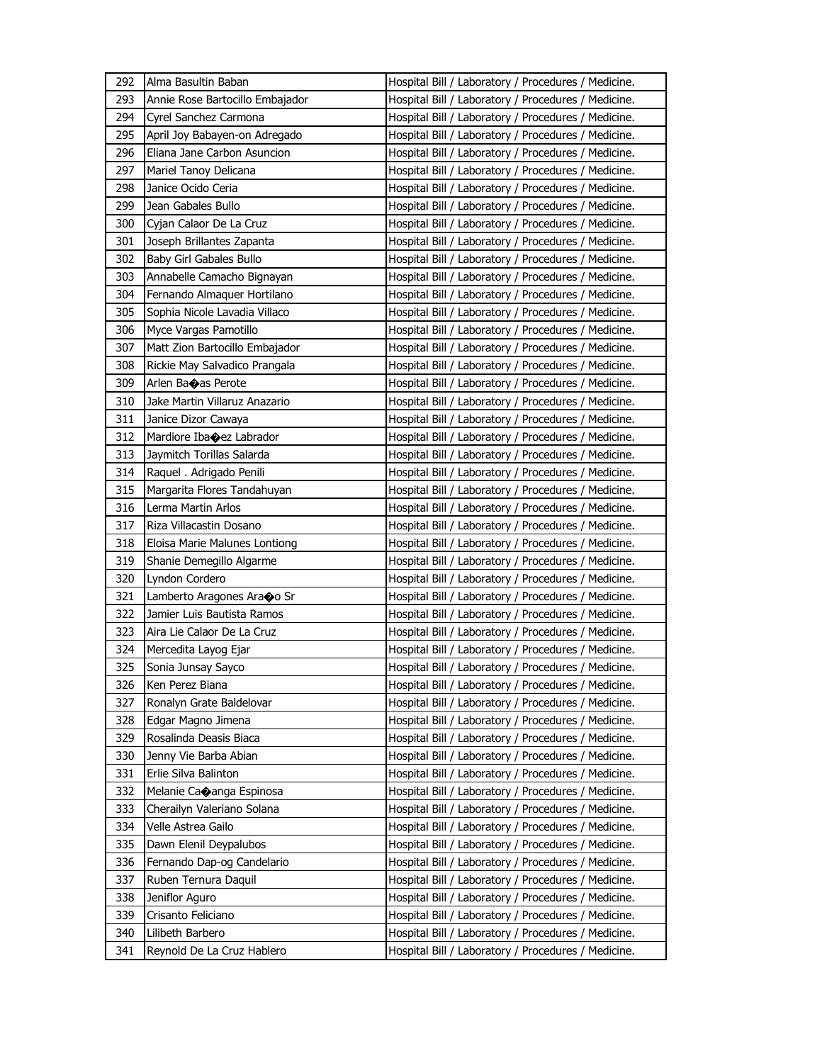| 292 | Alma Basultin Baban | Hospital Bill / Laboratory / Procedures / Medicine. |
|---|---|---|
| 293 | Annie Rose Bartocillo Embajador | Hospital Bill / Laboratory / Procedures / Medicine. |
| 294 | Cyrel Sanchez Carmona | Hospital Bill / Laboratory / Procedures / Medicine. |
| 295 | April Joy Babayen-on Adregado | Hospital Bill / Laboratory / Procedures / Medicine. |
| 296 | Eliana Jane Carbon Asuncion | Hospital Bill / Laboratory / Procedures / Medicine. |
| 297 | Mariel Tanoy Delicana | Hospital Bill / Laboratory / Procedures / Medicine. |
| 298 | Janice Ocido Ceria | Hospital Bill / Laboratory / Procedures / Medicine. |
| 299 | Jean Gabales Bullo | Hospital Bill / Laboratory / Procedures / Medicine. |
| 300 | Cyjan Calaor De La Cruz | Hospital Bill / Laboratory / Procedures / Medicine. |
| 301 | Joseph Brillantes Zapanta | Hospital Bill / Laboratory / Procedures / Medicine. |
| 302 | Baby Girl Gabales Bullo | Hospital Bill / Laboratory / Procedures / Medicine. |
| 303 | Annabelle Camacho Bignayan | Hospital Bill / Laboratory / Procedures / Medicine. |
| 304 | Fernando Almaquer Hortilano | Hospital Bill / Laboratory / Procedures / Medicine. |
| 305 | Sophia Nicole Lavadia Villaco | Hospital Bill / Laboratory / Procedures / Medicine. |
| 306 | Myce Vargas Pamotillo | Hospital Bill / Laboratory / Procedures / Medicine. |
| 307 | Matt Zion Bartocillo Embajador | Hospital Bill / Laboratory / Procedures / Medicine. |
| 308 | Rickie May Salvadico Prangala | Hospital Bill / Laboratory / Procedures / Medicine. |
| 309 | Arlen Ba�as Perote | Hospital Bill / Laboratory / Procedures / Medicine. |
| 310 | Jake Martin Villaruz Anazario | Hospital Bill / Laboratory / Procedures / Medicine. |
| 311 | Janice Dizor Cawaya | Hospital Bill / Laboratory / Procedures / Medicine. |
| 312 | Mardiore Iba�ez Labrador | Hospital Bill / Laboratory / Procedures / Medicine. |
| 313 | Jaymitch Torillas Salarda | Hospital Bill / Laboratory / Procedures / Medicine. |
| 314 | Raquel . Adrigado Penili | Hospital Bill / Laboratory / Procedures / Medicine. |
| 315 | Margarita Flores Tandahuyan | Hospital Bill / Laboratory / Procedures / Medicine. |
| 316 | Lerma Martin Arlos | Hospital Bill / Laboratory / Procedures / Medicine. |
| 317 | Riza Villacastin Dosano | Hospital Bill / Laboratory / Procedures / Medicine. |
| 318 | Eloisa Marie Malunes Lontiong | Hospital Bill / Laboratory / Procedures / Medicine. |
| 319 | Shanie Demegillo Algarme | Hospital Bill / Laboratory / Procedures / Medicine. |
| 320 | Lyndon Cordero | Hospital Bill / Laboratory / Procedures / Medicine. |
| 321 | Lamberto Aragones Ara�o Sr | Hospital Bill / Laboratory / Procedures / Medicine. |
| 322 | Jamier Luis Bautista Ramos | Hospital Bill / Laboratory / Procedures / Medicine. |
| 323 | Aira Lie Calaor De La Cruz | Hospital Bill / Laboratory / Procedures / Medicine. |
| 324 | Mercedita Layog Ejar | Hospital Bill / Laboratory / Procedures / Medicine. |
| 325 | Sonia Junsay Sayco | Hospital Bill / Laboratory / Procedures / Medicine. |
| 326 | Ken Perez Biana | Hospital Bill / Laboratory / Procedures / Medicine. |
| 327 | Ronalyn Grate Baldelovar | Hospital Bill / Laboratory / Procedures / Medicine. |
| 328 | Edgar Magno Jimena | Hospital Bill / Laboratory / Procedures / Medicine. |
| 329 | Rosalinda Deasis Biaca | Hospital Bill / Laboratory / Procedures / Medicine. |
| 330 | Jenny Vie Barba Abian | Hospital Bill / Laboratory / Procedures / Medicine. |
| 331 | Erlie Silva Balinton | Hospital Bill / Laboratory / Procedures / Medicine. |
| 332 | Melanie Ca�anga Espinosa | Hospital Bill / Laboratory / Procedures / Medicine. |
| 333 | Cherailyn Valeriano Solana | Hospital Bill / Laboratory / Procedures / Medicine. |
| 334 | Velle Astrea Gailo | Hospital Bill / Laboratory / Procedures / Medicine. |
| 335 | Dawn Elenil Deypalubos | Hospital Bill / Laboratory / Procedures / Medicine. |
| 336 | Fernando Dap-og Candelario | Hospital Bill / Laboratory / Procedures / Medicine. |
| 337 | Ruben Ternura Daquil | Hospital Bill / Laboratory / Procedures / Medicine. |
| 338 | Jeniflor Aguro | Hospital Bill / Laboratory / Procedures / Medicine. |
| 339 | Crisanto Feliciano | Hospital Bill / Laboratory / Procedures / Medicine. |
| 340 | Lilibeth Barbero | Hospital Bill / Laboratory / Procedures / Medicine. |
| 341 | Reynold De La Cruz Hablero | Hospital Bill / Laboratory / Procedures / Medicine. |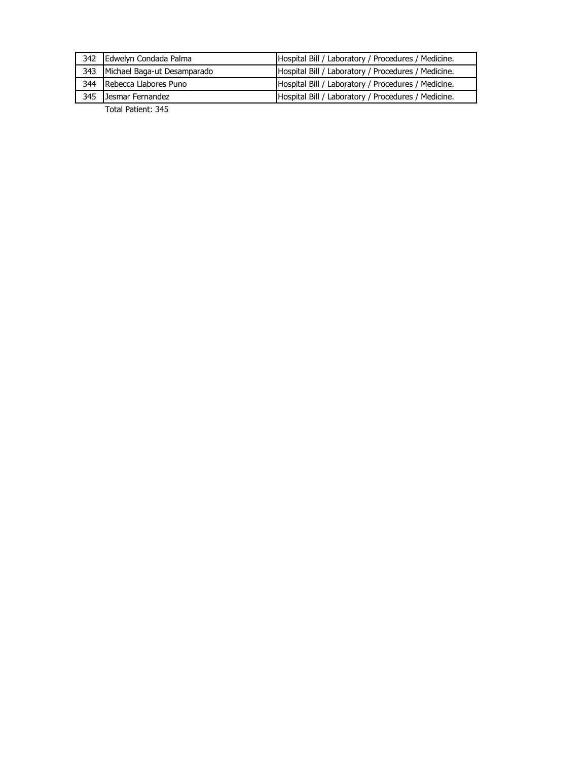| | | |
|---|---|---|
| 342 | Edwelyn Condada Palma | Hospital Bill / Laboratory / Procedures / Medicine. |
| 343 | Michael Baga-ut Desamparado | Hospital Bill / Laboratory / Procedures / Medicine. |
| 344 | Rebecca Llabores Puno | Hospital Bill / Laboratory / Procedures / Medicine. |
| 345 | Jesmar Fernandez | Hospital Bill / Laboratory / Procedures / Medicine. |

Total Patient: 345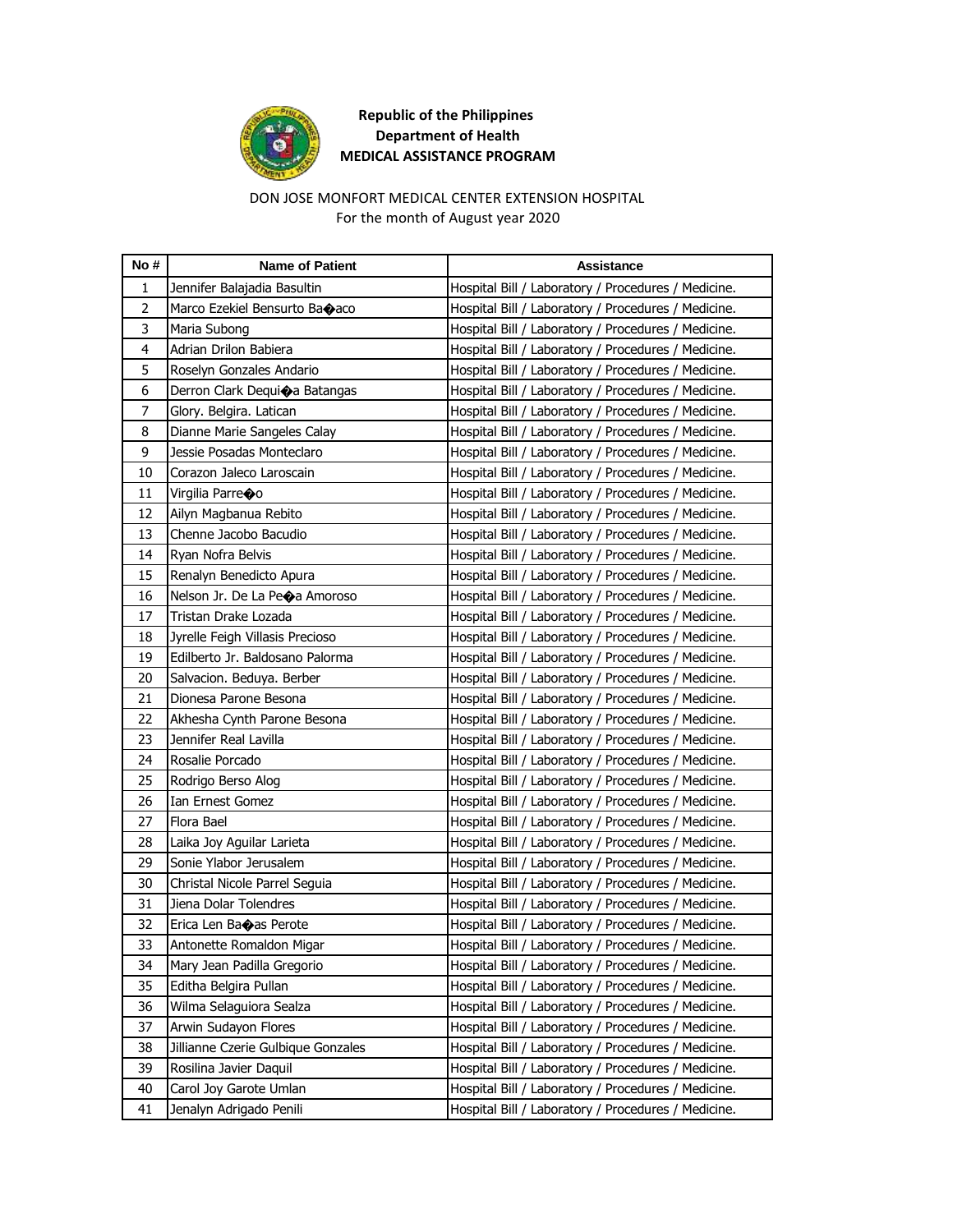**Republic of the Philippines**
**Department of Health**
**MEDICAL ASSISTANCE PROGRAM**

DON JOSE MONFORT MEDICAL CENTER EXTENSION HOSPITAL
For the month of August year 2020

| No # | Name of Patient | Assistance |
|---|---|---|
| 1 | Jennifer Balajadia Basultin | Hospital Bill / Laboratory / Procedures / Medicine. |
| 2 | Marco Ezekiel Bensurto Ba�aco | Hospital Bill / Laboratory / Procedures / Medicine. |
| 3 | Maria Subong | Hospital Bill / Laboratory / Procedures / Medicine. |
| 4 | Adrian Drilon Babiera | Hospital Bill / Laboratory / Procedures / Medicine. |
| 5 | Roselyn Gonzales Andario | Hospital Bill / Laboratory / Procedures / Medicine. |
| 6 | Derron Clark Dequi�a Batangas | Hospital Bill / Laboratory / Procedures / Medicine. |
| 7 | Glory. Belgira. Latican | Hospital Bill / Laboratory / Procedures / Medicine. |
| 8 | Dianne Marie Sangeles Calay | Hospital Bill / Laboratory / Procedures / Medicine. |
| 9 | Jessie Posadas Monteclaro | Hospital Bill / Laboratory / Procedures / Medicine. |
| 10 | Corazon Jaleco Laroscain | Hospital Bill / Laboratory / Procedures / Medicine. |
| 11 | Virgilia Parre�o | Hospital Bill / Laboratory / Procedures / Medicine. |
| 12 | Ailyn Magbanua Rebito | Hospital Bill / Laboratory / Procedures / Medicine. |
| 13 | Chenne Jacobo Bacudio | Hospital Bill / Laboratory / Procedures / Medicine. |
| 14 | Ryan Nofra Belvis | Hospital Bill / Laboratory / Procedures / Medicine. |
| 15 | Renalyn Benedicto Apura | Hospital Bill / Laboratory / Procedures / Medicine. |
| 16 | Nelson Jr. De La Pe�a Amoroso | Hospital Bill / Laboratory / Procedures / Medicine. |
| 17 | Tristan Drake Lozada | Hospital Bill / Laboratory / Procedures / Medicine. |
| 18 | Jyrelle Feigh Villasis Precioso | Hospital Bill / Laboratory / Procedures / Medicine. |
| 19 | Edilberto Jr. Baldosano Palorma | Hospital Bill / Laboratory / Procedures / Medicine. |
| 20 | Salvacion. Beduya. Berber | Hospital Bill / Laboratory / Procedures / Medicine. |
| 21 | Dionesa Parone Besona | Hospital Bill / Laboratory / Procedures / Medicine. |
| 22 | Akhesha Cynth Parone Besona | Hospital Bill / Laboratory / Procedures / Medicine. |
| 23 | Jennifer Real Lavilla | Hospital Bill / Laboratory / Procedures / Medicine. |
| 24 | Rosalie Porcado | Hospital Bill / Laboratory / Procedures / Medicine. |
| 25 | Rodrigo Berso Alog | Hospital Bill / Laboratory / Procedures / Medicine. |
| 26 | Ian Ernest Gomez | Hospital Bill / Laboratory / Procedures / Medicine. |
| 27 | Flora Bael | Hospital Bill / Laboratory / Procedures / Medicine. |
| 28 | Laika Joy Aguilar Larieta | Hospital Bill / Laboratory / Procedures / Medicine. |
| 29 | Sonie Ylabor Jerusalem | Hospital Bill / Laboratory / Procedures / Medicine. |
| 30 | Christal Nicole Parrel Seguia | Hospital Bill / Laboratory / Procedures / Medicine. |
| 31 | Jiena Dolar Tolendres | Hospital Bill / Laboratory / Procedures / Medicine. |
| 32 | Erica Len Ba�as Perote | Hospital Bill / Laboratory / Procedures / Medicine. |
| 33 | Antonette Romaldon Migar | Hospital Bill / Laboratory / Procedures / Medicine. |
| 34 | Mary Jean Padilla Gregorio | Hospital Bill / Laboratory / Procedures / Medicine. |
| 35 | Editha Belgira Pullan | Hospital Bill / Laboratory / Procedures / Medicine. |
| 36 | Wilma Selaguiora Sealza | Hospital Bill / Laboratory / Procedures / Medicine. |
| 37 | Arwin Sudayon Flores | Hospital Bill / Laboratory / Procedures / Medicine. |
| 38 | Jillianne Czerie Gulbique Gonzales | Hospital Bill / Laboratory / Procedures / Medicine. |
| 39 | Rosilina Javier Daquil | Hospital Bill / Laboratory / Procedures / Medicine. |
| 40 | Carol Joy Garote Umlan | Hospital Bill / Laboratory / Procedures / Medicine. |
| 41 | Jenalyn Adrigado Penili | Hospital Bill / Laboratory / Procedures / Medicine. |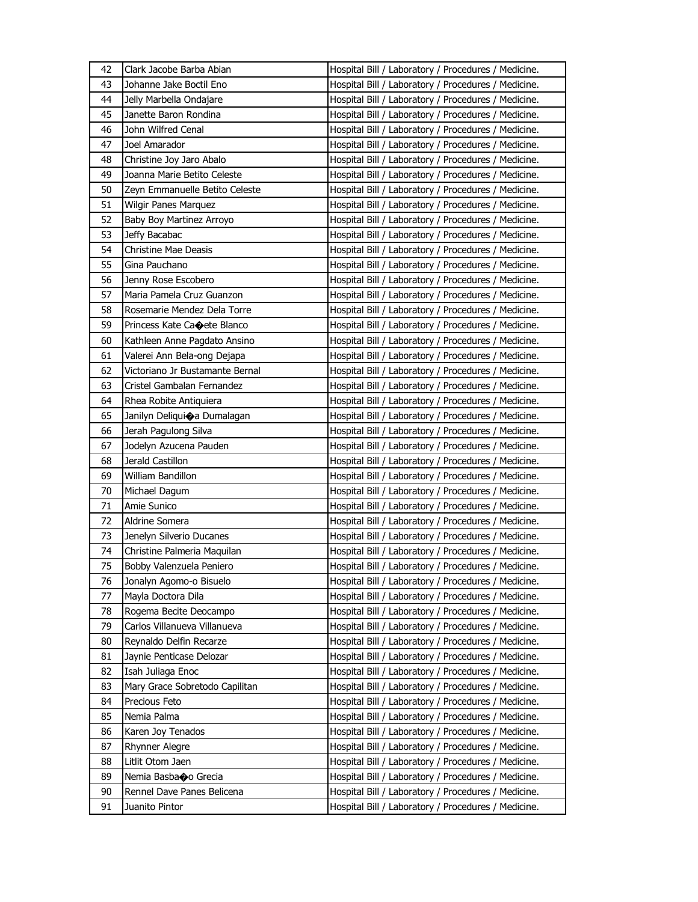| | | |
|---|---|---|
| 42 | Clark Jacobe Barba Abian | Hospital Bill / Laboratory / Procedures / Medicine. |
| 43 | Johanne Jake Boctil Eno | Hospital Bill / Laboratory / Procedures / Medicine. |
| 44 | Jelly Marbella Ondajare | Hospital Bill / Laboratory / Procedures / Medicine. |
| 45 | Janette Baron Rondina | Hospital Bill / Laboratory / Procedures / Medicine. |
| 46 | John Wilfred Cenal | Hospital Bill / Laboratory / Procedures / Medicine. |
| 47 | Joel Amarador | Hospital Bill / Laboratory / Procedures / Medicine. |
| 48 | Christine Joy Jaro Abalo | Hospital Bill / Laboratory / Procedures / Medicine. |
| 49 | Joanna Marie Betito Celeste | Hospital Bill / Laboratory / Procedures / Medicine. |
| 50 | Zeyn Emmanuelle Betito Celeste | Hospital Bill / Laboratory / Procedures / Medicine. |
| 51 | Wilgir Panes Marquez | Hospital Bill / Laboratory / Procedures / Medicine. |
| 52 | Baby Boy Martinez Arroyo | Hospital Bill / Laboratory / Procedures / Medicine. |
| 53 | Jeffy Bacabac | Hospital Bill / Laboratory / Procedures / Medicine. |
| 54 | Christine Mae Deasis | Hospital Bill / Laboratory / Procedures / Medicine. |
| 55 | Gina Pauchano | Hospital Bill / Laboratory / Procedures / Medicine. |
| 56 | Jenny Rose Escobero | Hospital Bill / Laboratory / Procedures / Medicine. |
| 57 | Maria Pamela Cruz Guanzon | Hospital Bill / Laboratory / Procedures / Medicine. |
| 58 | Rosemarie Mendez Dela Torre | Hospital Bill / Laboratory / Procedures / Medicine. |
| 59 | Princess Kate Ca�ete Blanco | Hospital Bill / Laboratory / Procedures / Medicine. |
| 60 | Kathleen Anne Pagdato Ansino | Hospital Bill / Laboratory / Procedures / Medicine. |
| 61 | Valerei Ann Bela-ong Dejapa | Hospital Bill / Laboratory / Procedures / Medicine. |
| 62 | Victoriano Jr Bustamante Bernal | Hospital Bill / Laboratory / Procedures / Medicine. |
| 63 | Cristel Gambalan Fernandez | Hospital Bill / Laboratory / Procedures / Medicine. |
| 64 | Rhea Robite Antiquiera | Hospital Bill / Laboratory / Procedures / Medicine. |
| 65 | Janilyn Deliqui�a Dumalagan | Hospital Bill / Laboratory / Procedures / Medicine. |
| 66 | Jerah Pagulong Silva | Hospital Bill / Laboratory / Procedures / Medicine. |
| 67 | Jodelyn Azucena Pauden | Hospital Bill / Laboratory / Procedures / Medicine. |
| 68 | Jerald Castillon | Hospital Bill / Laboratory / Procedures / Medicine. |
| 69 | William Bandillon | Hospital Bill / Laboratory / Procedures / Medicine. |
| 70 | Michael Dagum | Hospital Bill / Laboratory / Procedures / Medicine. |
| 71 | Amie Sunico | Hospital Bill / Laboratory / Procedures / Medicine. |
| 72 | Aldrine Somera | Hospital Bill / Laboratory / Procedures / Medicine. |
| 73 | Jenelyn Silverio Ducanes | Hospital Bill / Laboratory / Procedures / Medicine. |
| 74 | Christine Palmeria Maquilan | Hospital Bill / Laboratory / Procedures / Medicine. |
| 75 | Bobby Valenzuela Peniero | Hospital Bill / Laboratory / Procedures / Medicine. |
| 76 | Jonalyn Agomo-o Bisuelo | Hospital Bill / Laboratory / Procedures / Medicine. |
| 77 | Mayla Doctora Dila | Hospital Bill / Laboratory / Procedures / Medicine. |
| 78 | Rogema Becite Deocampo | Hospital Bill / Laboratory / Procedures / Medicine. |
| 79 | Carlos Villanueva Villanueva | Hospital Bill / Laboratory / Procedures / Medicine. |
| 80 | Reynaldo Delfin Recarze | Hospital Bill / Laboratory / Procedures / Medicine. |
| 81 | Jaynie Penticase Delozar | Hospital Bill / Laboratory / Procedures / Medicine. |
| 82 | Isah Juliaga Enoc | Hospital Bill / Laboratory / Procedures / Medicine. |
| 83 | Mary Grace Sobretodo Capilitan | Hospital Bill / Laboratory / Procedures / Medicine. |
| 84 | Precious Feto | Hospital Bill / Laboratory / Procedures / Medicine. |
| 85 | Nemia Palma | Hospital Bill / Laboratory / Procedures / Medicine. |
| 86 | Karen Joy Tenados | Hospital Bill / Laboratory / Procedures / Medicine. |
| 87 | Rhynner Alegre | Hospital Bill / Laboratory / Procedures / Medicine. |
| 88 | Litlit Otom Jaen | Hospital Bill / Laboratory / Procedures / Medicine. |
| 89 | Nemia Basba�o Grecia | Hospital Bill / Laboratory / Procedures / Medicine. |
| 90 | Rennel Dave Panes Belicena | Hospital Bill / Laboratory / Procedures / Medicine. |
| 91 | Juanito Pintor | Hospital Bill / Laboratory / Procedures / Medicine. |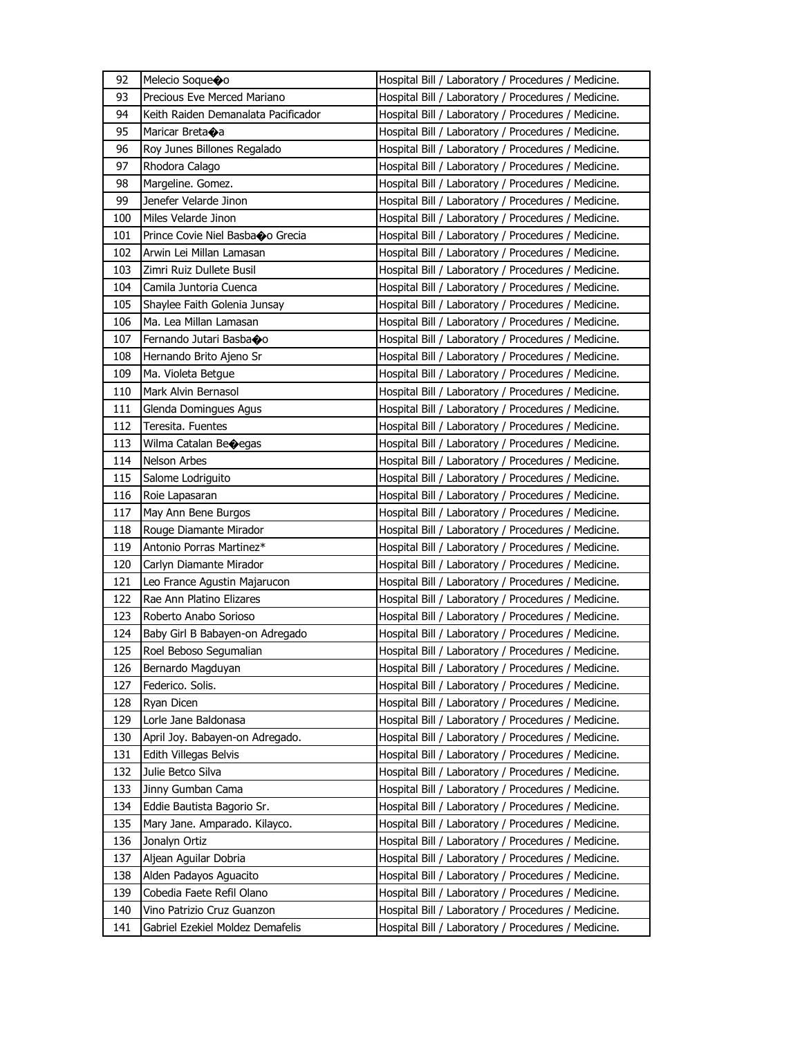| 92 | Melecio Soque�o | Hospital Bill / Laboratory / Procedures / Medicine. |
|---|---|---|
| 93 | Precious Eve Merced Mariano | Hospital Bill / Laboratory / Procedures / Medicine. |
| 94 | Keith Raiden Demanalata Pacificador | Hospital Bill / Laboratory / Procedures / Medicine. |
| 95 | Maricar Breta�a | Hospital Bill / Laboratory / Procedures / Medicine. |
| 96 | Roy Junes Billones Regalado | Hospital Bill / Laboratory / Procedures / Medicine. |
| 97 | Rhodora Calago | Hospital Bill / Laboratory / Procedures / Medicine. |
| 98 | Margeline. Gomez. | Hospital Bill / Laboratory / Procedures / Medicine. |
| 99 | Jenefer Velarde Jinon | Hospital Bill / Laboratory / Procedures / Medicine. |
| 100 | Miles Velarde Jinon | Hospital Bill / Laboratory / Procedures / Medicine. |
| 101 | Prince Covie Niel Basba�o Grecia | Hospital Bill / Laboratory / Procedures / Medicine. |
| 102 | Arwin Lei Millan Lamasan | Hospital Bill / Laboratory / Procedures / Medicine. |
| 103 | Zimri Ruiz Dullete Busil | Hospital Bill / Laboratory / Procedures / Medicine. |
| 104 | Camila Juntoria Cuenca | Hospital Bill / Laboratory / Procedures / Medicine. |
| 105 | Shaylee Faith Golenia Junsay | Hospital Bill / Laboratory / Procedures / Medicine. |
| 106 | Ma. Lea Millan Lamasan | Hospital Bill / Laboratory / Procedures / Medicine. |
| 107 | Fernando Jutari Basba�o | Hospital Bill / Laboratory / Procedures / Medicine. |
| 108 | Hernando Brito Ajeno Sr | Hospital Bill / Laboratory / Procedures / Medicine. |
| 109 | Ma. Violeta Betgue | Hospital Bill / Laboratory / Procedures / Medicine. |
| 110 | Mark Alvin Bernasol | Hospital Bill / Laboratory / Procedures / Medicine. |
| 111 | Glenda Domingues Agus | Hospital Bill / Laboratory / Procedures / Medicine. |
| 112 | Teresita. Fuentes | Hospital Bill / Laboratory / Procedures / Medicine. |
| 113 | Wilma Catalan Be�egas | Hospital Bill / Laboratory / Procedures / Medicine. |
| 114 | Nelson Arbes | Hospital Bill / Laboratory / Procedures / Medicine. |
| 115 | Salome Lodriguito | Hospital Bill / Laboratory / Procedures / Medicine. |
| 116 | Roie Lapasaran | Hospital Bill / Laboratory / Procedures / Medicine. |
| 117 | May Ann Bene Burgos | Hospital Bill / Laboratory / Procedures / Medicine. |
| 118 | Rouge Diamante Mirador | Hospital Bill / Laboratory / Procedures / Medicine. |
| 119 | Antonio Porras Martinez* | Hospital Bill / Laboratory / Procedures / Medicine. |
| 120 | Carlyn Diamante Mirador | Hospital Bill / Laboratory / Procedures / Medicine. |
| 121 | Leo France Agustin Majarucon | Hospital Bill / Laboratory / Procedures / Medicine. |
| 122 | Rae Ann Platino Elizares | Hospital Bill / Laboratory / Procedures / Medicine. |
| 123 | Roberto Anabo Sorioso | Hospital Bill / Laboratory / Procedures / Medicine. |
| 124 | Baby Girl B Babayen-on Adregado | Hospital Bill / Laboratory / Procedures / Medicine. |
| 125 | Roel Beboso Segumalian | Hospital Bill / Laboratory / Procedures / Medicine. |
| 126 | Bernardo Magduyan | Hospital Bill / Laboratory / Procedures / Medicine. |
| 127 | Federico. Solis. | Hospital Bill / Laboratory / Procedures / Medicine. |
| 128 | Ryan Dicen | Hospital Bill / Laboratory / Procedures / Medicine. |
| 129 | Lorle Jane Baldonasa | Hospital Bill / Laboratory / Procedures / Medicine. |
| 130 | April Joy. Babayen-on Adregado. | Hospital Bill / Laboratory / Procedures / Medicine. |
| 131 | Edith Villegas Belvis | Hospital Bill / Laboratory / Procedures / Medicine. |
| 132 | Julie Betco Silva | Hospital Bill / Laboratory / Procedures / Medicine. |
| 133 | Jinny Gumban Cama | Hospital Bill / Laboratory / Procedures / Medicine. |
| 134 | Eddie Bautista Bagorio Sr. | Hospital Bill / Laboratory / Procedures / Medicine. |
| 135 | Mary Jane. Amparado. Kilayco. | Hospital Bill / Laboratory / Procedures / Medicine. |
| 136 | Jonalyn Ortiz | Hospital Bill / Laboratory / Procedures / Medicine. |
| 137 | Aljean Aguilar Dobria | Hospital Bill / Laboratory / Procedures / Medicine. |
| 138 | Alden Padayos Aguacito | Hospital Bill / Laboratory / Procedures / Medicine. |
| 139 | Cobedia Faete Refil Olano | Hospital Bill / Laboratory / Procedures / Medicine. |
| 140 | Vino Patrizio Cruz Guanzon | Hospital Bill / Laboratory / Procedures / Medicine. |
| 141 | Gabriel Ezekiel Moldez Demafelis | Hospital Bill / Laboratory / Procedures / Medicine. |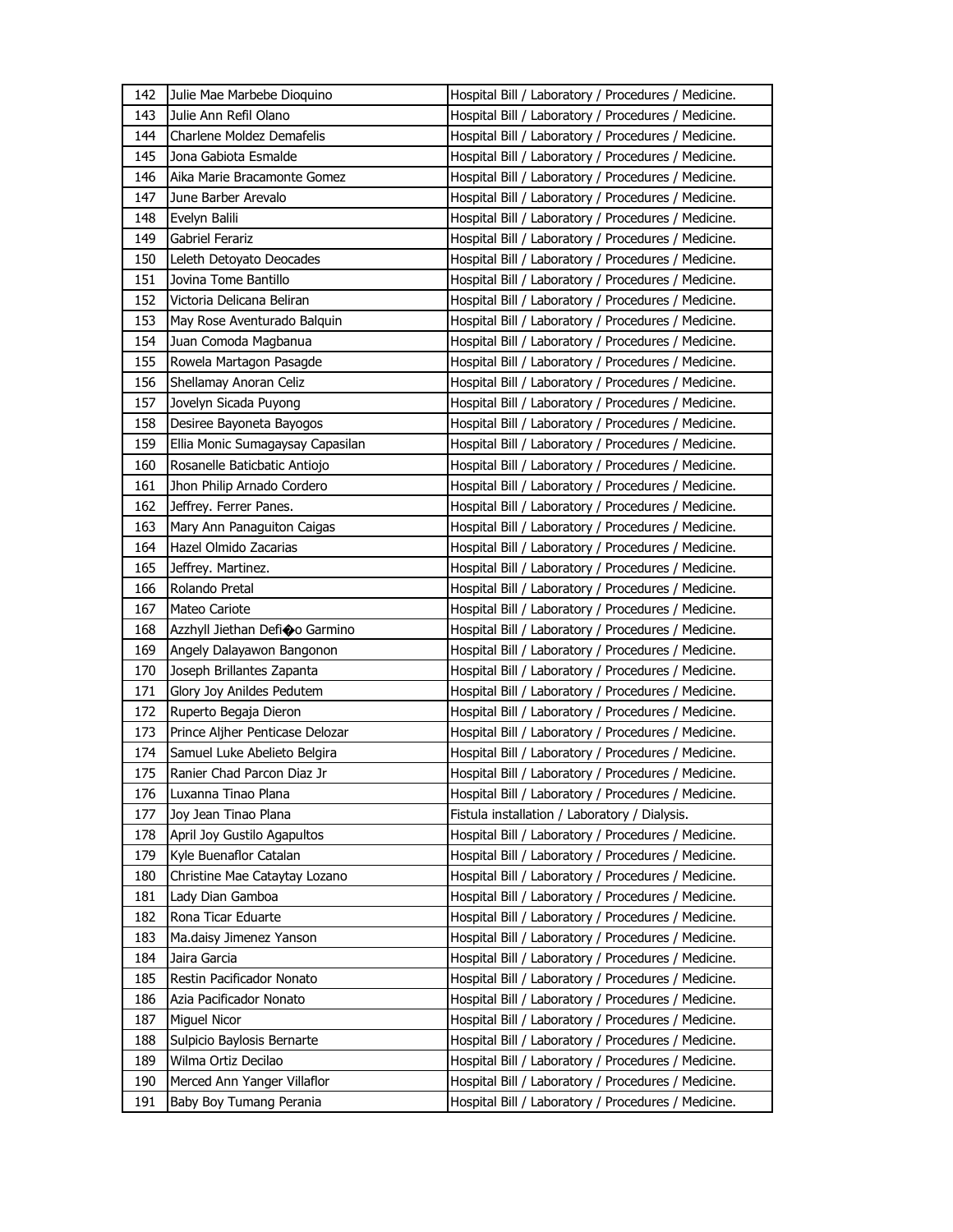| 142 | Julie Mae Marbebe Dioquino | Hospital Bill / Laboratory / Procedures / Medicine. |
|---|---|---|
| 143 | Julie Ann Refil Olano | Hospital Bill / Laboratory / Procedures / Medicine. |
| 144 | Charlene Moldez Demafelis | Hospital Bill / Laboratory / Procedures / Medicine. |
| 145 | Jona Gabiota Esmalde | Hospital Bill / Laboratory / Procedures / Medicine. |
| 146 | Aika Marie Bracamonte Gomez | Hospital Bill / Laboratory / Procedures / Medicine. |
| 147 | June Barber Arevalo | Hospital Bill / Laboratory / Procedures / Medicine. |
| 148 | Evelyn Balili | Hospital Bill / Laboratory / Procedures / Medicine. |
| 149 | Gabriel Ferariz | Hospital Bill / Laboratory / Procedures / Medicine. |
| 150 | Leleth Detoyato Deocades | Hospital Bill / Laboratory / Procedures / Medicine. |
| 151 | Jovina Tome Bantillo | Hospital Bill / Laboratory / Procedures / Medicine. |
| 152 | Victoria Delicana Beliran | Hospital Bill / Laboratory / Procedures / Medicine. |
| 153 | May Rose Aventurado Balquin | Hospital Bill / Laboratory / Procedures / Medicine. |
| 154 | Juan Comoda Magbanua | Hospital Bill / Laboratory / Procedures / Medicine. |
| 155 | Rowela Martagon Pasagde | Hospital Bill / Laboratory / Procedures / Medicine. |
| 156 | Shellamay Anoran Celiz | Hospital Bill / Laboratory / Procedures / Medicine. |
| 157 | Jovelyn Sicada Puyong | Hospital Bill / Laboratory / Procedures / Medicine. |
| 158 | Desiree Bayoneta Bayogos | Hospital Bill / Laboratory / Procedures / Medicine. |
| 159 | Ellia Monic Sumagaysay Capasilan | Hospital Bill / Laboratory / Procedures / Medicine. |
| 160 | Rosanelle Baticbatic Antiojo | Hospital Bill / Laboratory / Procedures / Medicine. |
| 161 | Jhon Philip Arnado Cordero | Hospital Bill / Laboratory / Procedures / Medicine. |
| 162 | Jeffrey. Ferrer Panes. | Hospital Bill / Laboratory / Procedures / Medicine. |
| 163 | Mary Ann Panaguiton Caigas | Hospital Bill / Laboratory / Procedures / Medicine. |
| 164 | Hazel Olmido Zacarias | Hospital Bill / Laboratory / Procedures / Medicine. |
| 165 | Jeffrey. Martinez. | Hospital Bill / Laboratory / Procedures / Medicine. |
| 166 | Rolando Pretal | Hospital Bill / Laboratory / Procedures / Medicine. |
| 167 | Mateo Cariote | Hospital Bill / Laboratory / Procedures / Medicine. |
| 168 | Azzhyll Jiethan Defi�o Garmino | Hospital Bill / Laboratory / Procedures / Medicine. |
| 169 | Angely Dalayawon Bangonon | Hospital Bill / Laboratory / Procedures / Medicine. |
| 170 | Joseph Brillantes Zapanta | Hospital Bill / Laboratory / Procedures / Medicine. |
| 171 | Glory Joy Anildes Pedutem | Hospital Bill / Laboratory / Procedures / Medicine. |
| 172 | Ruperto Begaja Dieron | Hospital Bill / Laboratory / Procedures / Medicine. |
| 173 | Prince Aljher Penticase Delozar | Hospital Bill / Laboratory / Procedures / Medicine. |
| 174 | Samuel Luke Abelieto Belgira | Hospital Bill / Laboratory / Procedures / Medicine. |
| 175 | Ranier Chad Parcon Diaz Jr | Hospital Bill / Laboratory / Procedures / Medicine. |
| 176 | Luxanna Tinao Plana | Hospital Bill / Laboratory / Procedures / Medicine. |
| 177 | Joy Jean Tinao Plana | Fistula installation / Laboratory / Dialysis. |
| 178 | April Joy Gustilo Agapultos | Hospital Bill / Laboratory / Procedures / Medicine. |
| 179 | Kyle Buenaflor Catalan | Hospital Bill / Laboratory / Procedures / Medicine. |
| 180 | Christine Mae Cataytay Lozano | Hospital Bill / Laboratory / Procedures / Medicine. |
| 181 | Lady Dian Gamboa | Hospital Bill / Laboratory / Procedures / Medicine. |
| 182 | Rona Ticar Eduarte | Hospital Bill / Laboratory / Procedures / Medicine. |
| 183 | Ma.daisy Jimenez Yanson | Hospital Bill / Laboratory / Procedures / Medicine. |
| 184 | Jaira Garcia | Hospital Bill / Laboratory / Procedures / Medicine. |
| 185 | Restin Pacificador Nonato | Hospital Bill / Laboratory / Procedures / Medicine. |
| 186 | Azia Pacificador Nonato | Hospital Bill / Laboratory / Procedures / Medicine. |
| 187 | Miguel Nicor | Hospital Bill / Laboratory / Procedures / Medicine. |
| 188 | Sulpicio Baylosis Bernarte | Hospital Bill / Laboratory / Procedures / Medicine. |
| 189 | Wilma Ortiz Decilao | Hospital Bill / Laboratory / Procedures / Medicine. |
| 190 | Merced Ann Yanger Villaflor | Hospital Bill / Laboratory / Procedures / Medicine. |
| 191 | Baby Boy Tumang Perania | Hospital Bill / Laboratory / Procedures / Medicine. |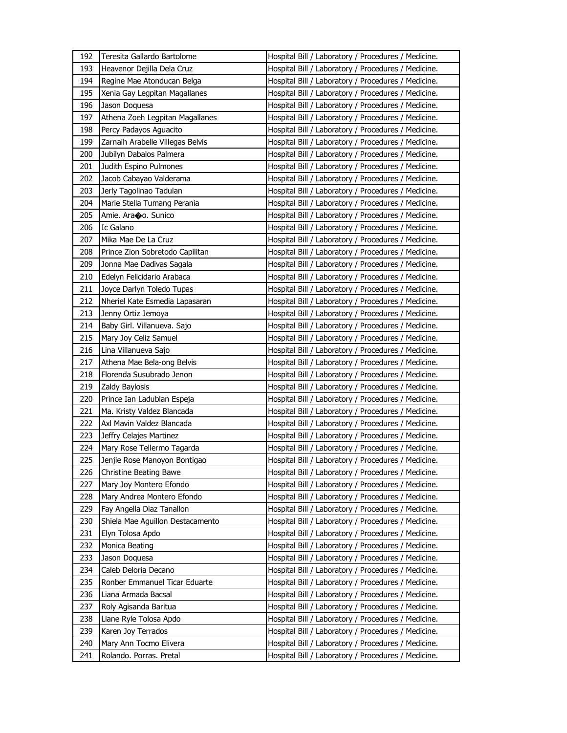| 192 | Teresita Gallardo Bartolome | Hospital Bill / Laboratory / Procedures / Medicine. |
|---|---|---|
| 193 | Heavenor Dejilla Dela Cruz | Hospital Bill / Laboratory / Procedures / Medicine. |
| 194 | Regine Mae Atonducan Belga | Hospital Bill / Laboratory / Procedures / Medicine. |
| 195 | Xenia Gay Legpitan Magallanes | Hospital Bill / Laboratory / Procedures / Medicine. |
| 196 | Jason Doquesa | Hospital Bill / Laboratory / Procedures / Medicine. |
| 197 | Athena Zoeh Legpitan Magallanes | Hospital Bill / Laboratory / Procedures / Medicine. |
| 198 | Percy Padayos Aguacito | Hospital Bill / Laboratory / Procedures / Medicine. |
| 199 | Zarnaih Arabelle Villegas Belvis | Hospital Bill / Laboratory / Procedures / Medicine. |
| 200 | Jubilyn Dabalos Palmera | Hospital Bill / Laboratory / Procedures / Medicine. |
| 201 | Judith Espino Pulmones | Hospital Bill / Laboratory / Procedures / Medicine. |
| 202 | Jacob Cabayao Valderama | Hospital Bill / Laboratory / Procedures / Medicine. |
| 203 | Jerly Tagolinao Tadulan | Hospital Bill / Laboratory / Procedures / Medicine. |
| 204 | Marie Stella Tumang Perania | Hospital Bill / Laboratory / Procedures / Medicine. |
| 205 | Amie. Ara�o. Sunico | Hospital Bill / Laboratory / Procedures / Medicine. |
| 206 | Ic Galano | Hospital Bill / Laboratory / Procedures / Medicine. |
| 207 | Mika Mae De La Cruz | Hospital Bill / Laboratory / Procedures / Medicine. |
| 208 | Prince Zion Sobretodo Capilitan | Hospital Bill / Laboratory / Procedures / Medicine. |
| 209 | Jonna Mae Dadivas Sagala | Hospital Bill / Laboratory / Procedures / Medicine. |
| 210 | Edelyn Felicidario Arabaca | Hospital Bill / Laboratory / Procedures / Medicine. |
| 211 | Joyce Darlyn Toledo Tupas | Hospital Bill / Laboratory / Procedures / Medicine. |
| 212 | Nheriel Kate Esmedia Lapasaran | Hospital Bill / Laboratory / Procedures / Medicine. |
| 213 | Jenny Ortiz Jemoya | Hospital Bill / Laboratory / Procedures / Medicine. |
| 214 | Baby Girl. Villanueva. Sajo | Hospital Bill / Laboratory / Procedures / Medicine. |
| 215 | Mary Joy Celiz Samuel | Hospital Bill / Laboratory / Procedures / Medicine. |
| 216 | Lina Villanueva Sajo | Hospital Bill / Laboratory / Procedures / Medicine. |
| 217 | Athena Mae Bela-ong Belvis | Hospital Bill / Laboratory / Procedures / Medicine. |
| 218 | Florenda Susubrado Jenon | Hospital Bill / Laboratory / Procedures / Medicine. |
| 219 | Zaldy Baylosis | Hospital Bill / Laboratory / Procedures / Medicine. |
| 220 | Prince Ian Ladublan Espeja | Hospital Bill / Laboratory / Procedures / Medicine. |
| 221 | Ma. Kristy Valdez Blancada | Hospital Bill / Laboratory / Procedures / Medicine. |
| 222 | Axl Mavin Valdez Blancada | Hospital Bill / Laboratory / Procedures / Medicine. |
| 223 | Jeffry Celajes Martinez | Hospital Bill / Laboratory / Procedures / Medicine. |
| 224 | Mary Rose Tellermo Tagarda | Hospital Bill / Laboratory / Procedures / Medicine. |
| 225 | Jenjie Rose Manoyon Bontigao | Hospital Bill / Laboratory / Procedures / Medicine. |
| 226 | Christine Beating Bawe | Hospital Bill / Laboratory / Procedures / Medicine. |
| 227 | Mary Joy Montero Efondo | Hospital Bill / Laboratory / Procedures / Medicine. |
| 228 | Mary Andrea Montero Efondo | Hospital Bill / Laboratory / Procedures / Medicine. |
| 229 | Fay Angella Diaz Tanallon | Hospital Bill / Laboratory / Procedures / Medicine. |
| 230 | Shiela Mae Aguillon Destacamento | Hospital Bill / Laboratory / Procedures / Medicine. |
| 231 | Elyn Tolosa Apdo | Hospital Bill / Laboratory / Procedures / Medicine. |
| 232 | Monica Beating | Hospital Bill / Laboratory / Procedures / Medicine. |
| 233 | Jason Doquesa | Hospital Bill / Laboratory / Procedures / Medicine. |
| 234 | Caleb Deloria Decano | Hospital Bill / Laboratory / Procedures / Medicine. |
| 235 | Ronber Emmanuel Ticar Eduarte | Hospital Bill / Laboratory / Procedures / Medicine. |
| 236 | Liana Armada Bacsal | Hospital Bill / Laboratory / Procedures / Medicine. |
| 237 | Roly Agisanda Baritua | Hospital Bill / Laboratory / Procedures / Medicine. |
| 238 | Liane Ryle Tolosa Apdo | Hospital Bill / Laboratory / Procedures / Medicine. |
| 239 | Karen Joy Terrados | Hospital Bill / Laboratory / Procedures / Medicine. |
| 240 | Mary Ann Tocmo Elivera | Hospital Bill / Laboratory / Procedures / Medicine. |
| 241 | Rolando. Porras. Pretal | Hospital Bill / Laboratory / Procedures / Medicine. |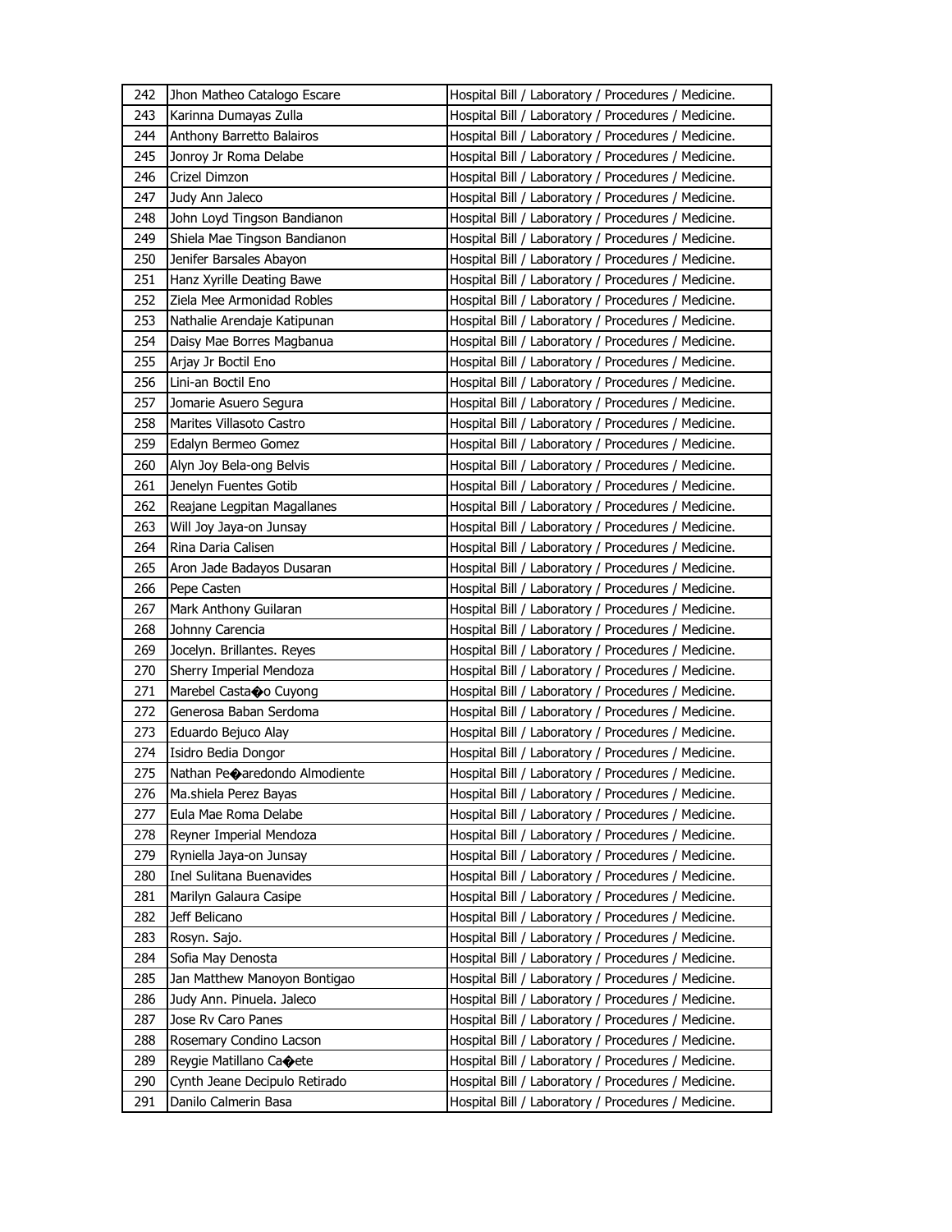| 242 | Jhon Matheo Catalogo Escare | Hospital Bill / Laboratory / Procedures / Medicine. |
|---|---|---|
| 243 | Karinna Dumayas Zulla | Hospital Bill / Laboratory / Procedures / Medicine. |
| 244 | Anthony Barretto Balairos | Hospital Bill / Laboratory / Procedures / Medicine. |
| 245 | Jonroy Jr Roma Delabe | Hospital Bill / Laboratory / Procedures / Medicine. |
| 246 | Crizel Dimzon | Hospital Bill / Laboratory / Procedures / Medicine. |
| 247 | Judy Ann Jaleco | Hospital Bill / Laboratory / Procedures / Medicine. |
| 248 | John Loyd Tingson Bandianon | Hospital Bill / Laboratory / Procedures / Medicine. |
| 249 | Shiela Mae Tingson Bandianon | Hospital Bill / Laboratory / Procedures / Medicine. |
| 250 | Jenifer Barsales Abayon | Hospital Bill / Laboratory / Procedures / Medicine. |
| 251 | Hanz Xyrille Deating Bawe | Hospital Bill / Laboratory / Procedures / Medicine. |
| 252 | Ziela Mee Armonidad Robles | Hospital Bill / Laboratory / Procedures / Medicine. |
| 253 | Nathalie Arendaje Katipunan | Hospital Bill / Laboratory / Procedures / Medicine. |
| 254 | Daisy Mae Borres Magbanua | Hospital Bill / Laboratory / Procedures / Medicine. |
| 255 | Arjay Jr Boctil Eno | Hospital Bill / Laboratory / Procedures / Medicine. |
| 256 | Lini-an Boctil Eno | Hospital Bill / Laboratory / Procedures / Medicine. |
| 257 | Jomarie Asuero Segura | Hospital Bill / Laboratory / Procedures / Medicine. |
| 258 | Marites Villasoto Castro | Hospital Bill / Laboratory / Procedures / Medicine. |
| 259 | Edalyn Bermeo Gomez | Hospital Bill / Laboratory / Procedures / Medicine. |
| 260 | Alyn Joy Bela-ong Belvis | Hospital Bill / Laboratory / Procedures / Medicine. |
| 261 | Jenelyn Fuentes Gotib | Hospital Bill / Laboratory / Procedures / Medicine. |
| 262 | Reajane Legpitan Magallanes | Hospital Bill / Laboratory / Procedures / Medicine. |
| 263 | Will Joy Jaya-on Junsay | Hospital Bill / Laboratory / Procedures / Medicine. |
| 264 | Rina Daria Calisen | Hospital Bill / Laboratory / Procedures / Medicine. |
| 265 | Aron Jade Badayos Dusaran | Hospital Bill / Laboratory / Procedures / Medicine. |
| 266 | Pepe Casten | Hospital Bill / Laboratory / Procedures / Medicine. |
| 267 | Mark Anthony Guilaran | Hospital Bill / Laboratory / Procedures / Medicine. |
| 268 | Johnny Carencia | Hospital Bill / Laboratory / Procedures / Medicine. |
| 269 | Jocelyn. Brillantes. Reyes | Hospital Bill / Laboratory / Procedures / Medicine. |
| 270 | Sherry Imperial Mendoza | Hospital Bill / Laboratory / Procedures / Medicine. |
| 271 | Marebel Casta�o Cuyong | Hospital Bill / Laboratory / Procedures / Medicine. |
| 272 | Generosa Baban Serdoma | Hospital Bill / Laboratory / Procedures / Medicine. |
| 273 | Eduardo Bejuco Alay | Hospital Bill / Laboratory / Procedures / Medicine. |
| 274 | Isidro Bedia Dongor | Hospital Bill / Laboratory / Procedures / Medicine. |
| 275 | Nathan Pe�aredondo Almodiente | Hospital Bill / Laboratory / Procedures / Medicine. |
| 276 | Ma.shiela Perez Bayas | Hospital Bill / Laboratory / Procedures / Medicine. |
| 277 | Eula Mae Roma Delabe | Hospital Bill / Laboratory / Procedures / Medicine. |
| 278 | Reyner Imperial Mendoza | Hospital Bill / Laboratory / Procedures / Medicine. |
| 279 | Ryniella Jaya-on Junsay | Hospital Bill / Laboratory / Procedures / Medicine. |
| 280 | Inel Sulitana Buenavides | Hospital Bill / Laboratory / Procedures / Medicine. |
| 281 | Marilyn Galaura Casipe | Hospital Bill / Laboratory / Procedures / Medicine. |
| 282 | Jeff Belicano | Hospital Bill / Laboratory / Procedures / Medicine. |
| 283 | Rosyn. Sajo. | Hospital Bill / Laboratory / Procedures / Medicine. |
| 284 | Sofia May Denosta | Hospital Bill / Laboratory / Procedures / Medicine. |
| 285 | Jan Matthew Manoyon Bontigao | Hospital Bill / Laboratory / Procedures / Medicine. |
| 286 | Judy Ann. Pinuela. Jaleco | Hospital Bill / Laboratory / Procedures / Medicine. |
| 287 | Jose Rv Caro Panes | Hospital Bill / Laboratory / Procedures / Medicine. |
| 288 | Rosemary Condino Lacson | Hospital Bill / Laboratory / Procedures / Medicine. |
| 289 | Reygie Matillano Ca�ete | Hospital Bill / Laboratory / Procedures / Medicine. |
| 290 | Cynth Jeane Decipulo Retirado | Hospital Bill / Laboratory / Procedures / Medicine. |
| 291 | Danilo Calmerin Basa | Hospital Bill / Laboratory / Procedures / Medicine. |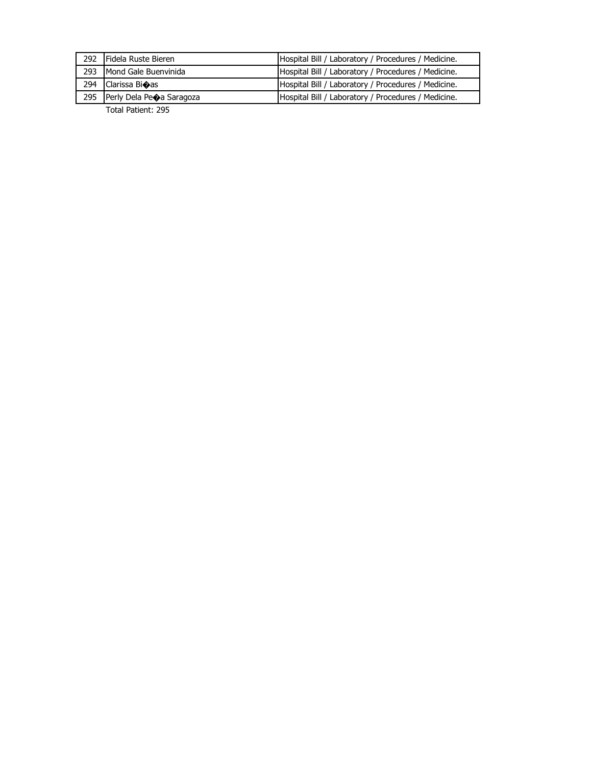| 292 | Fidela Ruste Bieren | Hospital Bill / Laboratory / Procedures / Medicine. |
|---|---|---|
| 293 | Mond Gale Buenvinida | Hospital Bill / Laboratory / Procedures / Medicine. |
| 294 | Clarissa Bi�as | Hospital Bill / Laboratory / Procedures / Medicine. |
| 295 | Perly Dela Pe�a Saragoza | Hospital Bill / Laboratory / Procedures / Medicine. |

Total Patient: 295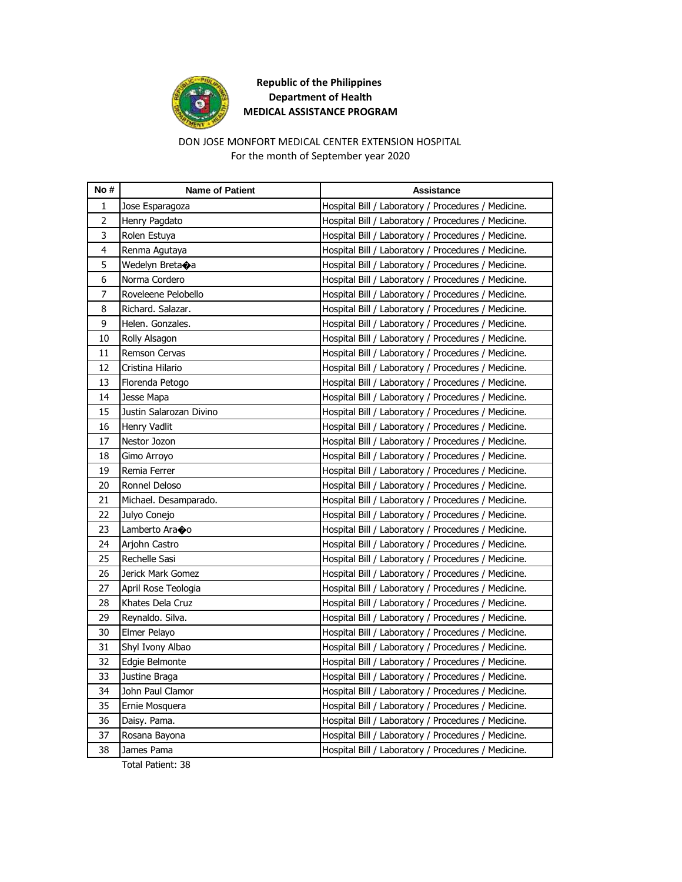**Republic of the Philippines**
**Department of Health**
**MEDICAL ASSISTANCE PROGRAM**

DON JOSE MONFORT MEDICAL CENTER EXTENSION HOSPITAL
For the month of September year 2020

| No # | Name of Patient | Assistance |
|---|---|---|
| 1 | Jose Esparagoza | Hospital Bill / Laboratory / Procedures / Medicine. |
| 2 | Henry Pagdato | Hospital Bill / Laboratory / Procedures / Medicine. |
| 3 | Rolen Estuya | Hospital Bill / Laboratory / Procedures / Medicine. |
| 4 | Renma Agutaya | Hospital Bill / Laboratory / Procedures / Medicine. |
| 5 | Wedelyn Breta�a | Hospital Bill / Laboratory / Procedures / Medicine. |
| 6 | Norma Cordero | Hospital Bill / Laboratory / Procedures / Medicine. |
| 7 | Roveleene Pelobello | Hospital Bill / Laboratory / Procedures / Medicine. |
| 8 | Richard. Salazar. | Hospital Bill / Laboratory / Procedures / Medicine. |
| 9 | Helen. Gonzales. | Hospital Bill / Laboratory / Procedures / Medicine. |
| 10 | Rolly Alsagon | Hospital Bill / Laboratory / Procedures / Medicine. |
| 11 | Remson Cervas | Hospital Bill / Laboratory / Procedures / Medicine. |
| 12 | Cristina Hilario | Hospital Bill / Laboratory / Procedures / Medicine. |
| 13 | Florenda Petogo | Hospital Bill / Laboratory / Procedures / Medicine. |
| 14 | Jesse Mapa | Hospital Bill / Laboratory / Procedures / Medicine. |
| 15 | Justin Salarozan Divino | Hospital Bill / Laboratory / Procedures / Medicine. |
| 16 | Henry Vadlit | Hospital Bill / Laboratory / Procedures / Medicine. |
| 17 | Nestor Jozon | Hospital Bill / Laboratory / Procedures / Medicine. |
| 18 | Gimo Arroyo | Hospital Bill / Laboratory / Procedures / Medicine. |
| 19 | Remia Ferrer | Hospital Bill / Laboratory / Procedures / Medicine. |
| 20 | Ronnel Deloso | Hospital Bill / Laboratory / Procedures / Medicine. |
| 21 | Michael. Desamparado. | Hospital Bill / Laboratory / Procedures / Medicine. |
| 22 | Julyo Conejo | Hospital Bill / Laboratory / Procedures / Medicine. |
| 23 | Lamberto Ara�o | Hospital Bill / Laboratory / Procedures / Medicine. |
| 24 | Arjohn Castro | Hospital Bill / Laboratory / Procedures / Medicine. |
| 25 | Rechelle Sasi | Hospital Bill / Laboratory / Procedures / Medicine. |
| 26 | Jerick Mark Gomez | Hospital Bill / Laboratory / Procedures / Medicine. |
| 27 | April Rose Teologia | Hospital Bill / Laboratory / Procedures / Medicine. |
| 28 | Khates Dela Cruz | Hospital Bill / Laboratory / Procedures / Medicine. |
| 29 | Reynaldo. Silva. | Hospital Bill / Laboratory / Procedures / Medicine. |
| 30 | Elmer Pelayo | Hospital Bill / Laboratory / Procedures / Medicine. |
| 31 | Shyl Ivony Albao | Hospital Bill / Laboratory / Procedures / Medicine. |
| 32 | Edgie Belmonte | Hospital Bill / Laboratory / Procedures / Medicine. |
| 33 | Justine Braga | Hospital Bill / Laboratory / Procedures / Medicine. |
| 34 | John Paul Clamor | Hospital Bill / Laboratory / Procedures / Medicine. |
| 35 | Ernie Mosquera | Hospital Bill / Laboratory / Procedures / Medicine. |
| 36 | Daisy. Pama. | Hospital Bill / Laboratory / Procedures / Medicine. |
| 37 | Rosana Bayona | Hospital Bill / Laboratory / Procedures / Medicine. |
| 38 | James Pama | Hospital Bill / Laboratory / Procedures / Medicine. |

Total Patient: 38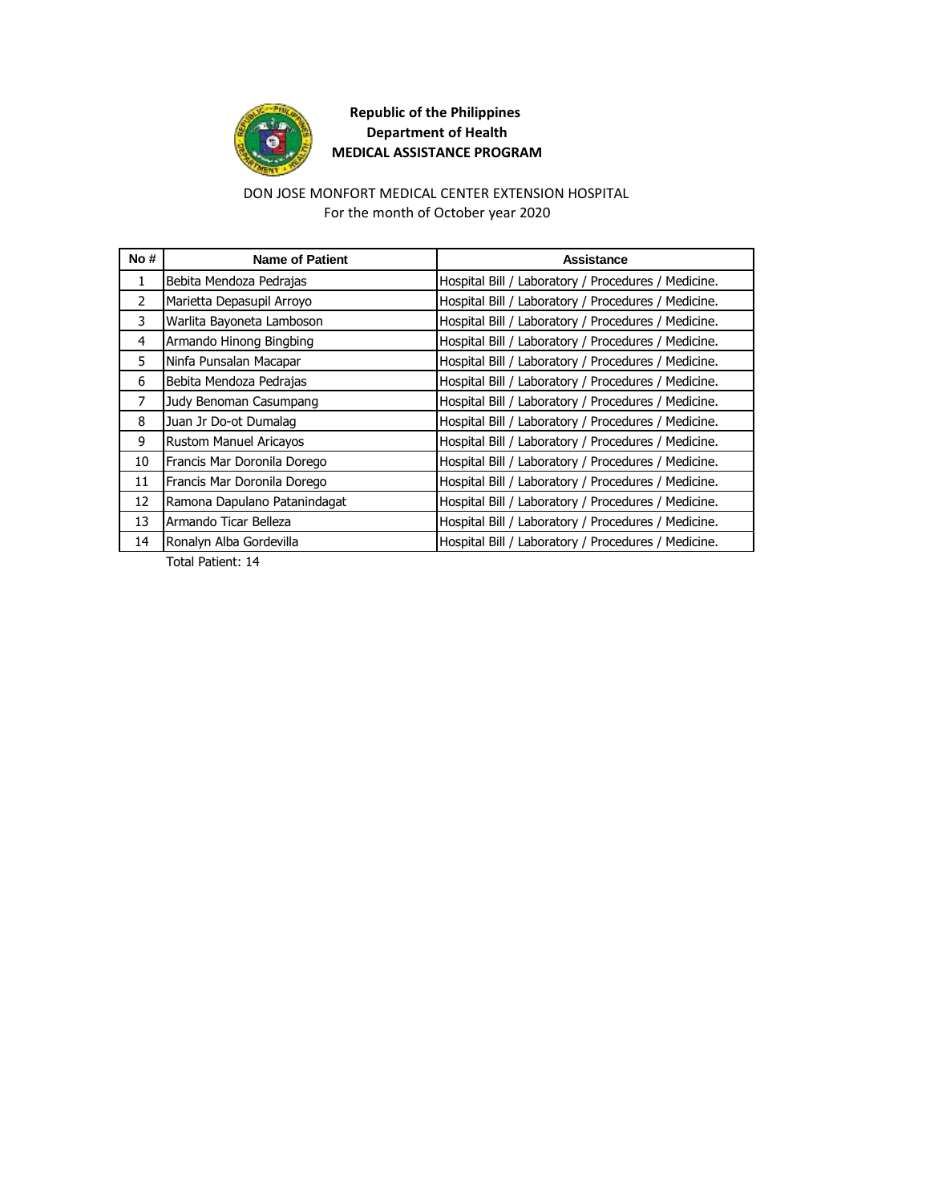**Republic of the Philippines**
**Department of Health**
**MEDICAL ASSISTANCE PROGRAM**

DON JOSE MONFORT MEDICAL CENTER EXTENSION HOSPITAL
For the month of October year 2020

| No # | Name of Patient | Assistance |
|---|---|---|
| 1 | Bebita Mendoza Pedrajas | Hospital Bill / Laboratory / Procedures / Medicine. |
| 2 | Marietta Depasupil Arroyo | Hospital Bill / Laboratory / Procedures / Medicine. |
| 3 | Warlita Bayoneta Lamboson | Hospital Bill / Laboratory / Procedures / Medicine. |
| 4 | Armando Hinong Bingbing | Hospital Bill / Laboratory / Procedures / Medicine. |
| 5 | Ninfa Punsalan Macapar | Hospital Bill / Laboratory / Procedures / Medicine. |
| 6 | Bebita Mendoza Pedrajas | Hospital Bill / Laboratory / Procedures / Medicine. |
| 7 | Judy Benoman Casumpang | Hospital Bill / Laboratory / Procedures / Medicine. |
| 8 | Juan Jr Do-ot Dumalag | Hospital Bill / Laboratory / Procedures / Medicine. |
| 9 | Rustom Manuel Aricayos | Hospital Bill / Laboratory / Procedures / Medicine. |
| 10 | Francis Mar Doronila Dorego | Hospital Bill / Laboratory / Procedures / Medicine. |
| 11 | Francis Mar Doronila Dorego | Hospital Bill / Laboratory / Procedures / Medicine. |
| 12 | Ramona Dapulano Patanindagat | Hospital Bill / Laboratory / Procedures / Medicine. |
| 13 | Armando Ticar Belleza | Hospital Bill / Laboratory / Procedures / Medicine. |
| 14 | Ronalyn Alba Gordevilla | Hospital Bill / Laboratory / Procedures / Medicine. |

Total Patient: 14